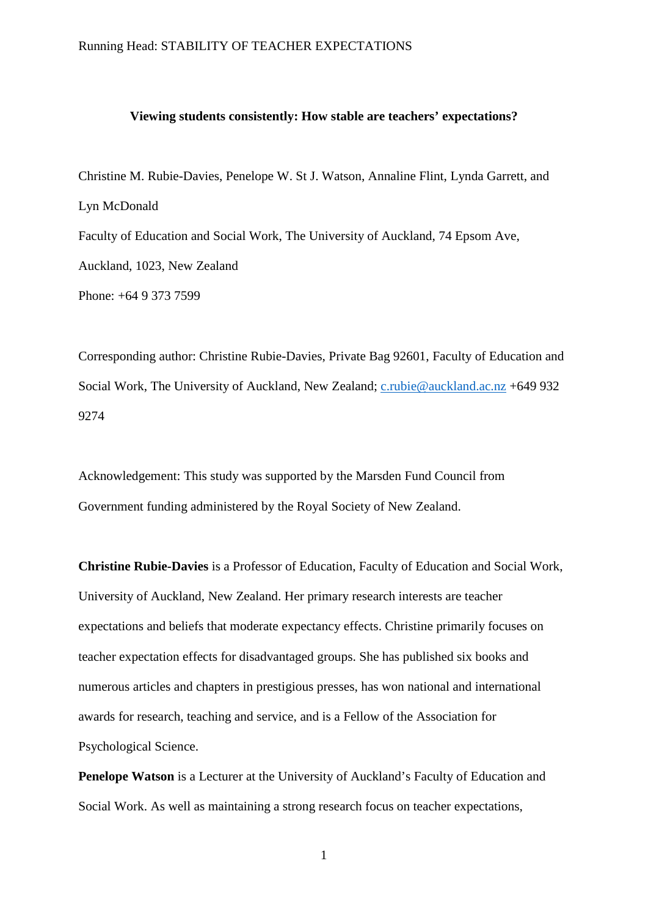**Viewing students consistently: How stable are teachers' expectations?**

Christine M. Rubie-Davies, Penelope W. St J. Watson, Annaline Flint, Lynda Garrett, and Lyn McDonald

Faculty of Education and Social Work, The University of Auckland, 74 Epsom Ave, Auckland, 1023, New Zealand

Phone: +64 9 373 7599

Corresponding author: Christine Rubie-Davies, Private Bag 92601, Faculty of Education and Social Work, The University of Auckland, New Zealand; c.rubie@auckland.ac.nz +649 932 9274

Acknowledgement: This study was supported by the Marsden Fund Council from Government funding administered by the Royal Society of New Zealand.

**Christine Rubie-Davies** is a Professor of Education, Faculty of Education and Social Work, University of Auckland, New Zealand. Her primary research interests are teacher expectations and beliefs that moderate expectancy effects. Christine primarily focuses on teacher expectation effects for disadvantaged groups. She has published six books and numerous articles and chapters in prestigious presses, has won national and international awards for research, teaching and service, and is a Fellow of the Association for Psychological Science.

**Penelope Watson** is a Lecturer at the University of Auckland's Faculty of Education and Social Work. As well as maintaining a strong research focus on teacher expectations,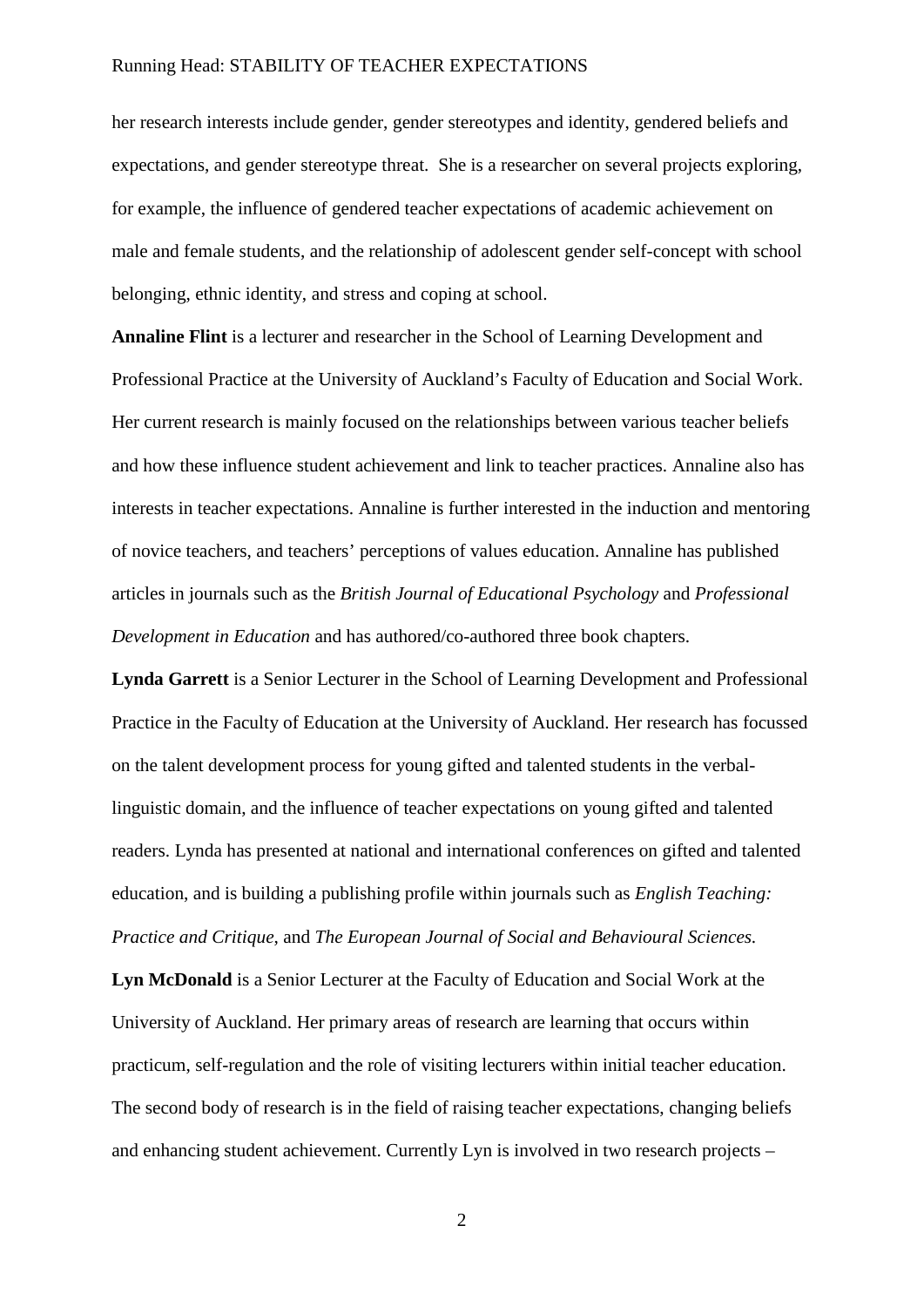her research interests include gender, gender stereotypes and identity, gendered beliefs and expectations, and gender stereotype threat. She is a researcher on several projects exploring, for example, the influence of gendered teacher expectations of academic achievement on male and female students, and the relationship of adolescent gender self-concept with school belonging, ethnic identity, and stress and coping at school.

**Annaline Flint** is a lecturer and researcher in the School of Learning Development and Professional Practice at the University of Auckland's Faculty of Education and Social Work. Her current research is mainly focused on the relationships between various teacher beliefs and how these influence student achievement and link to teacher practices. Annaline also has interests in teacher expectations. Annaline is further interested in the induction and mentoring of novice teachers, and teachers' perceptions of values education. Annaline has published articles in journals such as the *British Journal of Educational Psychology* and *Professional Development in Education* and has authored/co-authored three book chapters.

**Lynda Garrett** is a Senior Lecturer in the School of Learning Development and Professional Practice in the Faculty of Education at the University of Auckland. Her research has focussed on the talent development process for young gifted and talented students in the verbal-linguistic domain, and the influence of teacher expectations on young gifted and talented readers. Lynda has presented at national and international conferences on gifted and talented education, and is building a publishing profile within journals such as *English Teaching: Practice and Critique*, and *The European Journal of Social and Behavioural Sciences.*

**Lyn McDonald** is a Senior Lecturer at the Faculty of Education and Social Work at the University of Auckland. Her primary areas of research are learning that occurs within practicum, self-regulation and the role of visiting lecturers within initial teacher education. The second body of research is in the field of raising teacher expectations, changing beliefs and enhancing student achievement. Currently Lyn is involved in two research projects –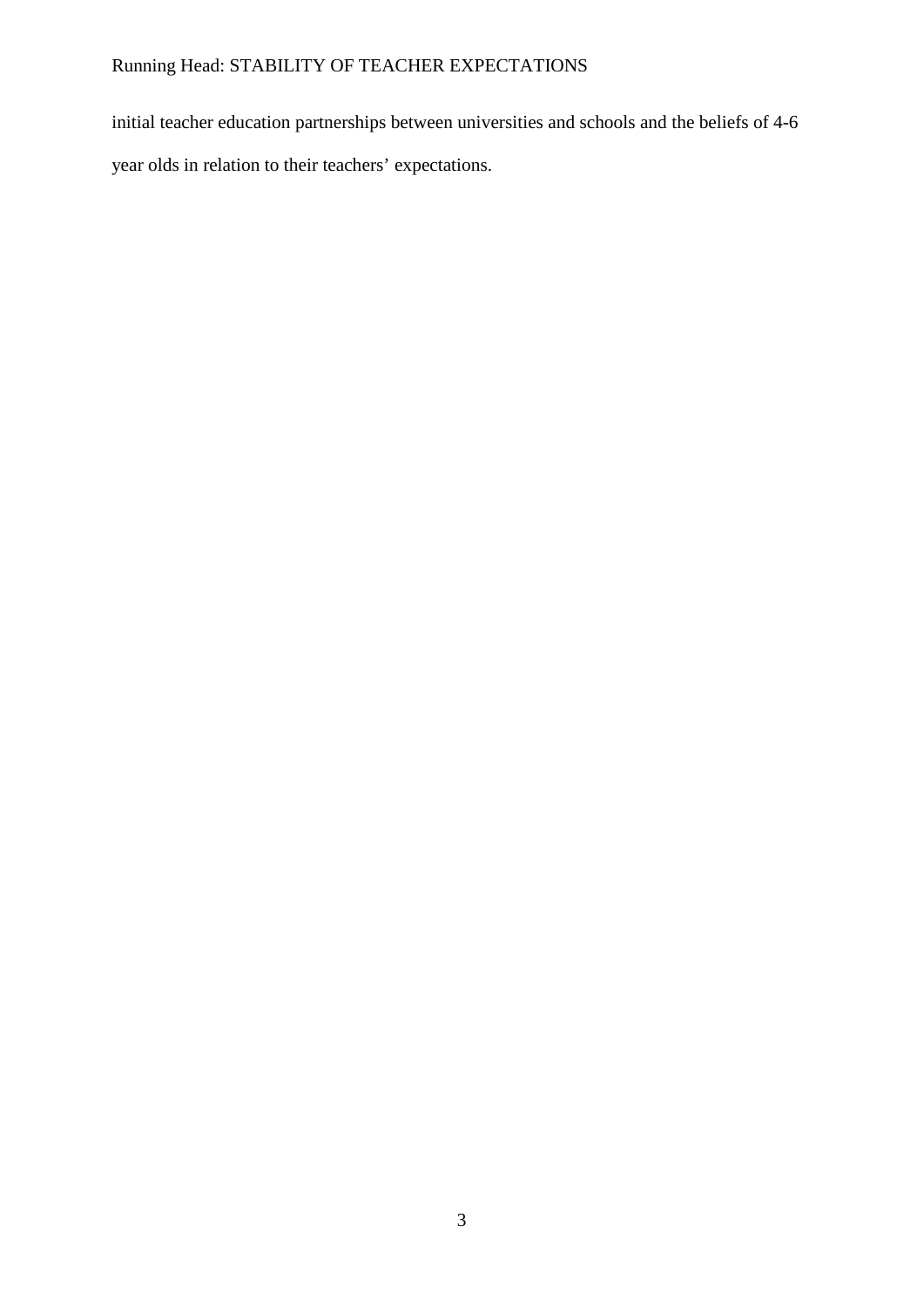initial teacher education partnerships between universities and schools and the beliefs of 4-6 year olds in relation to their teachers' expectations.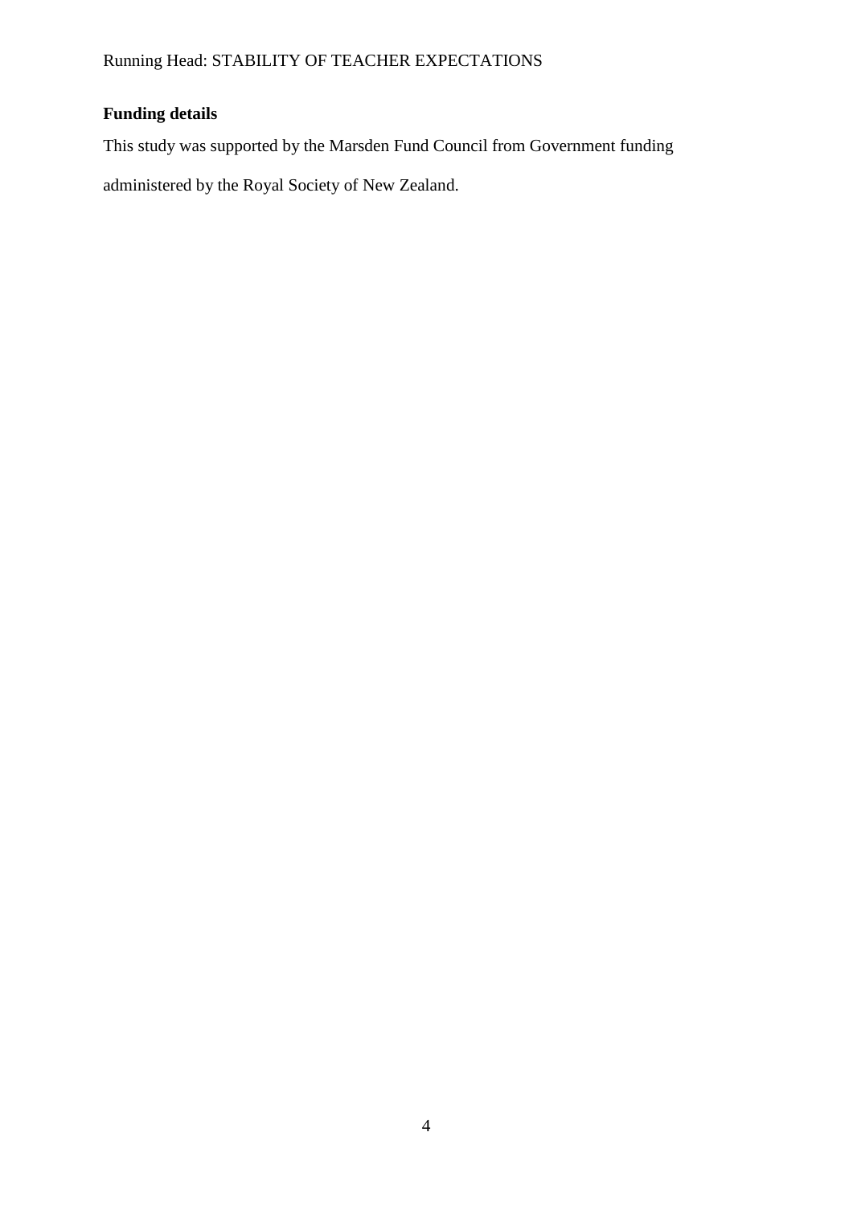## Funding details

This study was supported by the Marsden Fund Council from Government funding administered by the Royal Society of New Zealand.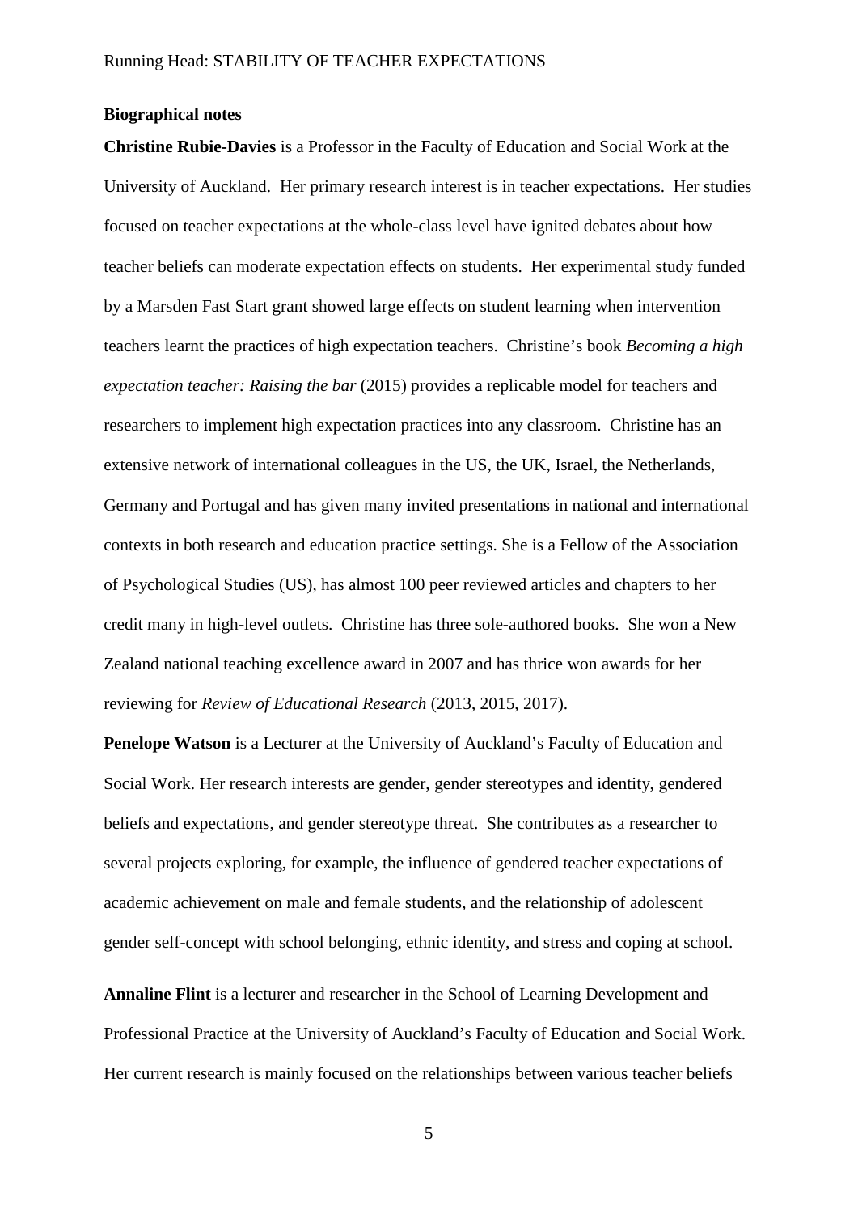**Biographical notes**

**Christine Rubie-Davies** is a Professor in the Faculty of Education and Social Work at the University of Auckland. Her primary research interest is in teacher expectations. Her studies focused on teacher expectations at the whole-class level have ignited debates about how teacher beliefs can moderate expectation effects on students. Her experimental study funded by a Marsden Fast Start grant showed large effects on student learning when intervention teachers learnt the practices of high expectation teachers. Christine's book *Becoming a high expectation teacher: Raising the bar* (2015) provides a replicable model for teachers and researchers to implement high expectation practices into any classroom. Christine has an extensive network of international colleagues in the US, the UK, Israel, the Netherlands, Germany and Portugal and has given many invited presentations in national and international contexts in both research and education practice settings. She is a Fellow of the Association of Psychological Studies (US), has almost 100 peer reviewed articles and chapters to her credit many in high-level outlets. Christine has three sole-authored books. She won a New Zealand national teaching excellence award in 2007 and has thrice won awards for her reviewing for *Review of Educational Research* (2013, 2015, 2017).

**Penelope Watson** is a Lecturer at the University of Auckland's Faculty of Education and Social Work. Her research interests are gender, gender stereotypes and identity, gendered beliefs and expectations, and gender stereotype threat. She contributes as a researcher to several projects exploring, for example, the influence of gendered teacher expectations of academic achievement on male and female students, and the relationship of adolescent gender self-concept with school belonging, ethnic identity, and stress and coping at school.

**Annaline Flint** is a lecturer and researcher in the School of Learning Development and Professional Practice at the University of Auckland's Faculty of Education and Social Work. Her current research is mainly focused on the relationships between various teacher beliefs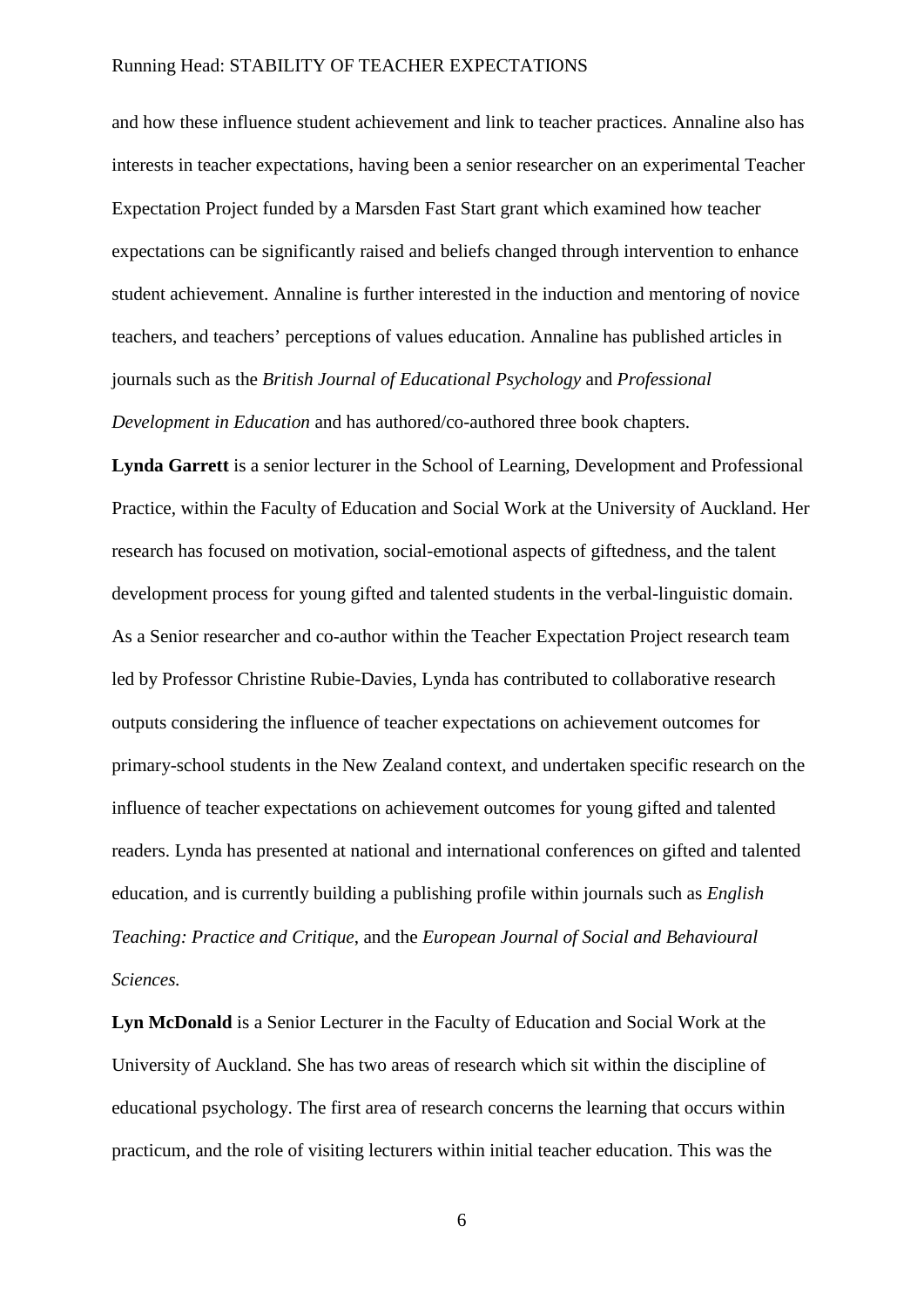and how these influence student achievement and link to teacher practices. Annaline also has interests in teacher expectations, having been a senior researcher on an experimental Teacher Expectation Project funded by a Marsden Fast Start grant which examined how teacher expectations can be significantly raised and beliefs changed through intervention to enhance student achievement. Annaline is further interested in the induction and mentoring of novice teachers, and teachers' perceptions of values education. Annaline has published articles in journals such as the *British Journal of Educational Psychology* and *Professional Development in Education* and has authored/co-authored three book chapters.

**Lynda Garrett** is a senior lecturer in the School of Learning, Development and Professional Practice, within the Faculty of Education and Social Work at the University of Auckland. Her research has focused on motivation, social-emotional aspects of giftedness, and the talent development process for young gifted and talented students in the verbal-linguistic domain. As a Senior researcher and co-author within the Teacher Expectation Project research team led by Professor Christine Rubie-Davies, Lynda has contributed to collaborative research outputs considering the influence of teacher expectations on achievement outcomes for primary-school students in the New Zealand context, and undertaken specific research on the influence of teacher expectations on achievement outcomes for young gifted and talented readers. Lynda has presented at national and international conferences on gifted and talented education, and is currently building a publishing profile within journals such as *English Teaching: Practice and Critique*, and the *European Journal of Social and Behavioural Sciences.*

**Lyn McDonald** is a Senior Lecturer in the Faculty of Education and Social Work at the University of Auckland. She has two areas of research which sit within the discipline of educational psychology. The first area of research concerns the learning that occurs within practicum, and the role of visiting lecturers within initial teacher education. This was the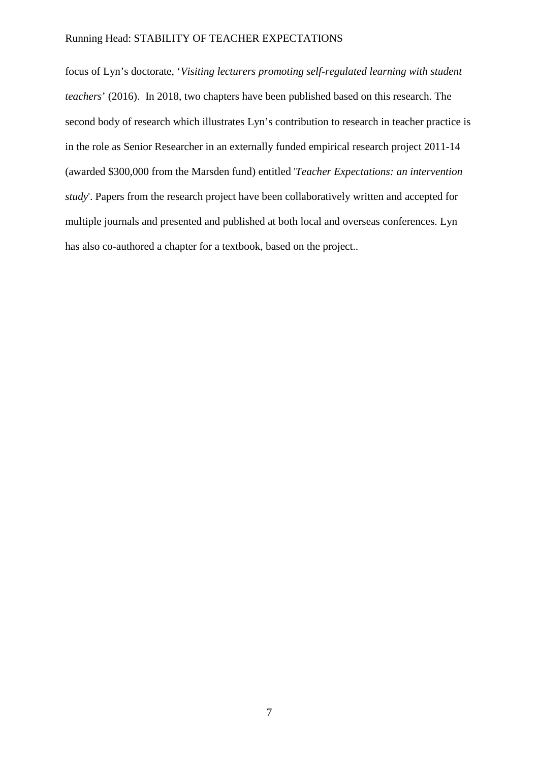focus of Lyn's doctorate, '*Visiting lecturers promoting self-regulated learning with student teachers*' (2016). In 2018, two chapters have been published based on this research. The second body of research which illustrates Lyn's contribution to research in teacher practice is in the role as Senior Researcher in an externally funded empirical research project 2011-14 (awarded $300,000 from the Marsden fund) entitled '*Teacher Expectations: an intervention study*'. Papers from the research project have been collaboratively written and accepted for multiple journals and presented and published at both local and overseas conferences. Lyn has also co-authored a chapter for a textbook, based on the project..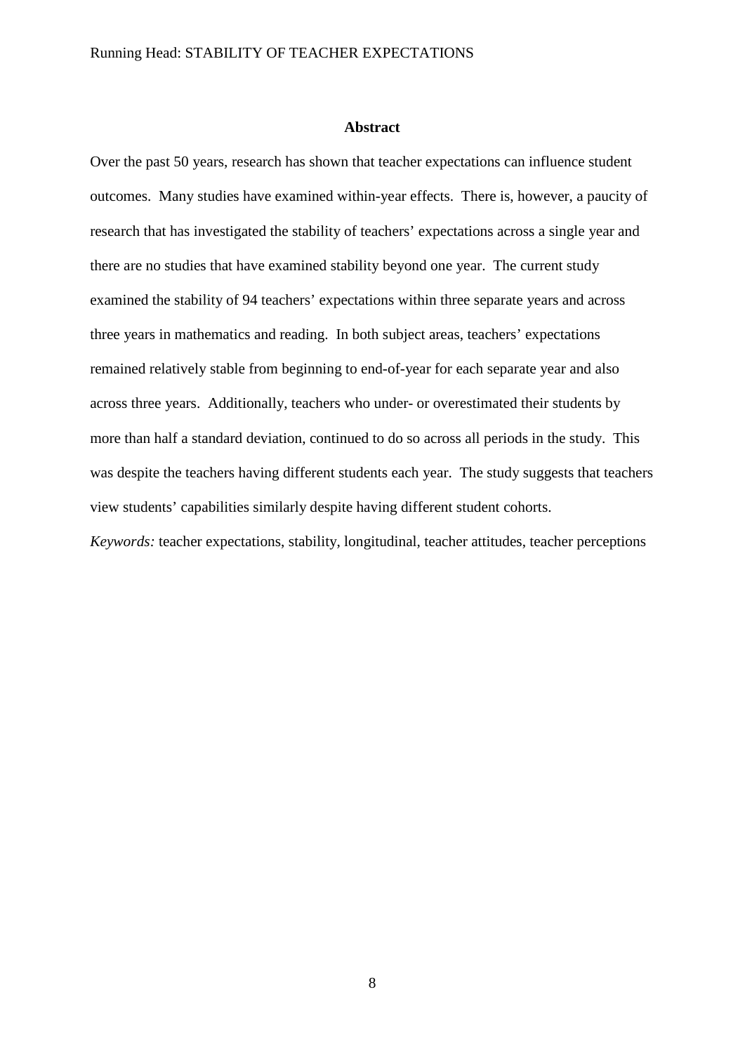## Abstract

Over the past 50 years, research has shown that teacher expectations can influence student outcomes. Many studies have examined within-year effects. There is, however, a paucity of research that has investigated the stability of teachers' expectations across a single year and there are no studies that have examined stability beyond one year. The current study examined the stability of 94 teachers' expectations within three separate years and across three years in mathematics and reading. In both subject areas, teachers' expectations remained relatively stable from beginning to end-of-year for each separate year and also across three years. Additionally, teachers who under- or overestimated their students by more than half a standard deviation, continued to do so across all periods in the study. This was despite the teachers having different students each year. The study suggests that teachers view students' capabilities similarly despite having different student cohorts.

*Keywords:* teacher expectations, stability, longitudinal, teacher attitudes, teacher perceptions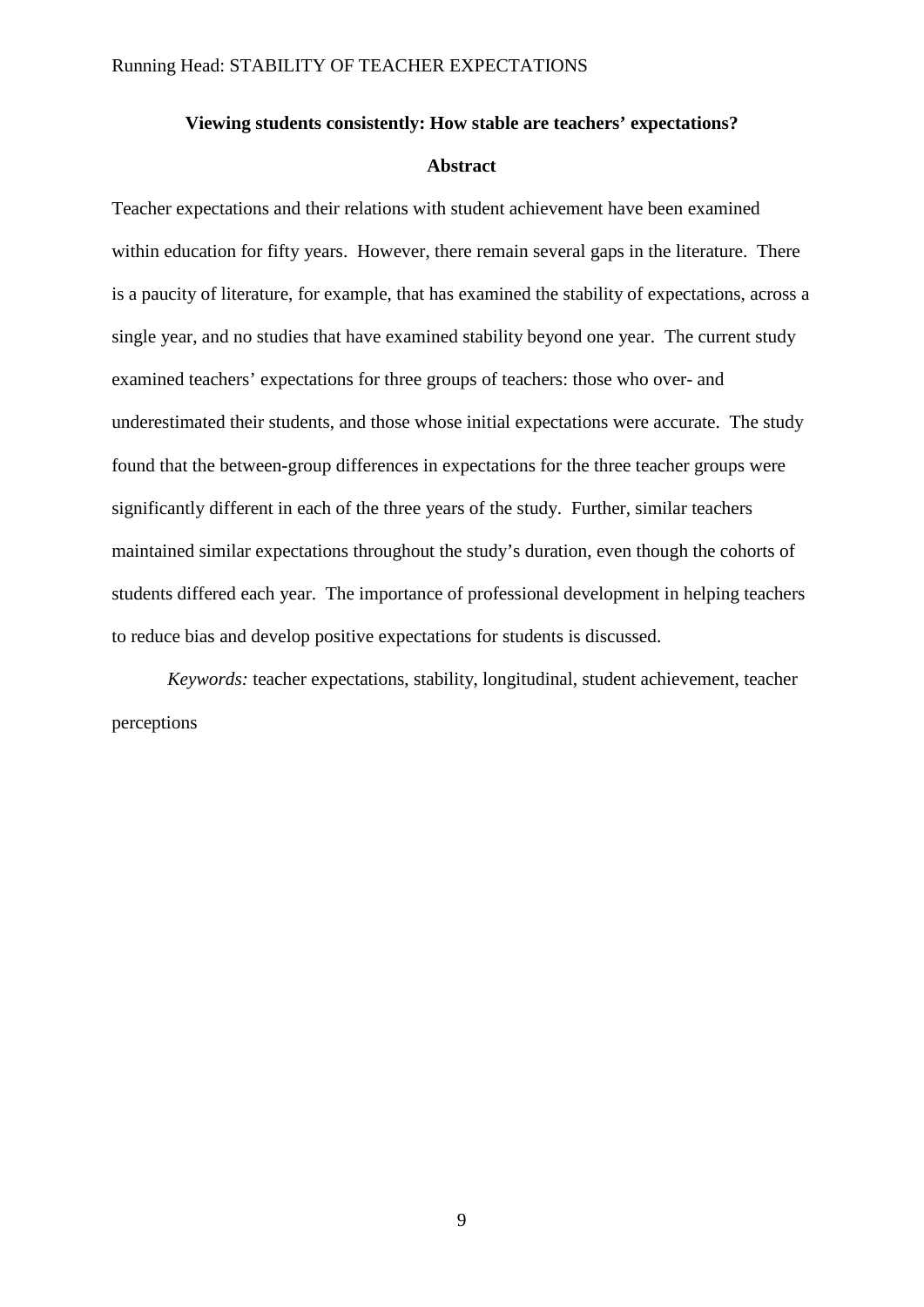**Viewing students consistently: How stable are teachers' expectations?**

**Abstract**

Teacher expectations and their relations with student achievement have been examined within education for fifty years. However, there remain several gaps in the literature. There is a paucity of literature, for example, that has examined the stability of expectations, across a single year, and no studies that have examined stability beyond one year. The current study examined teachers' expectations for three groups of teachers: those who over- and underestimated their students, and those whose initial expectations were accurate. The study found that the between-group differences in expectations for the three teacher groups were significantly different in each of the three years of the study. Further, similar teachers maintained similar expectations throughout the study's duration, even though the cohorts of students differed each year. The importance of professional development in helping teachers to reduce bias and develop positive expectations for students is discussed.

*Keywords:* teacher expectations, stability, longitudinal, student achievement, teacher perceptions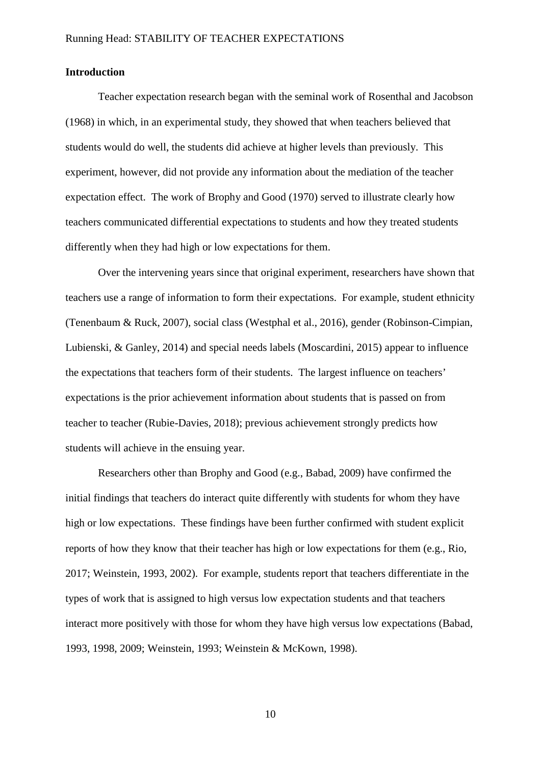**Introduction**

Teacher expectation research began with the seminal work of Rosenthal and Jacobson (1968) in which, in an experimental study, they showed that when teachers believed that students would do well, the students did achieve at higher levels than previously. This experiment, however, did not provide any information about the mediation of the teacher expectation effect. The work of Brophy and Good (1970) served to illustrate clearly how teachers communicated differential expectations to students and how they treated students differently when they had high or low expectations for them.

Over the intervening years since that original experiment, researchers have shown that teachers use a range of information to form their expectations. For example, student ethnicity (Tenenbaum & Ruck, 2007), social class (Westphal et al., 2016), gender (Robinson-Cimpian, Lubienski, & Ganley, 2014) and special needs labels (Moscardini, 2015) appear to influence the expectations that teachers form of their students. The largest influence on teachers' expectations is the prior achievement information about students that is passed on from teacher to teacher (Rubie-Davies, 2018); previous achievement strongly predicts how students will achieve in the ensuing year.

Researchers other than Brophy and Good (e.g., Babad, 2009) have confirmed the initial findings that teachers do interact quite differently with students for whom they have high or low expectations. These findings have been further confirmed with student explicit reports of how they know that their teacher has high or low expectations for them (e.g., Rio, 2017; Weinstein, 1993, 2002). For example, students report that teachers differentiate in the types of work that is assigned to high versus low expectation students and that teachers interact more positively with those for whom they have high versus low expectations (Babad, 1993, 1998, 2009; Weinstein, 1993; Weinstein & McKown, 1998).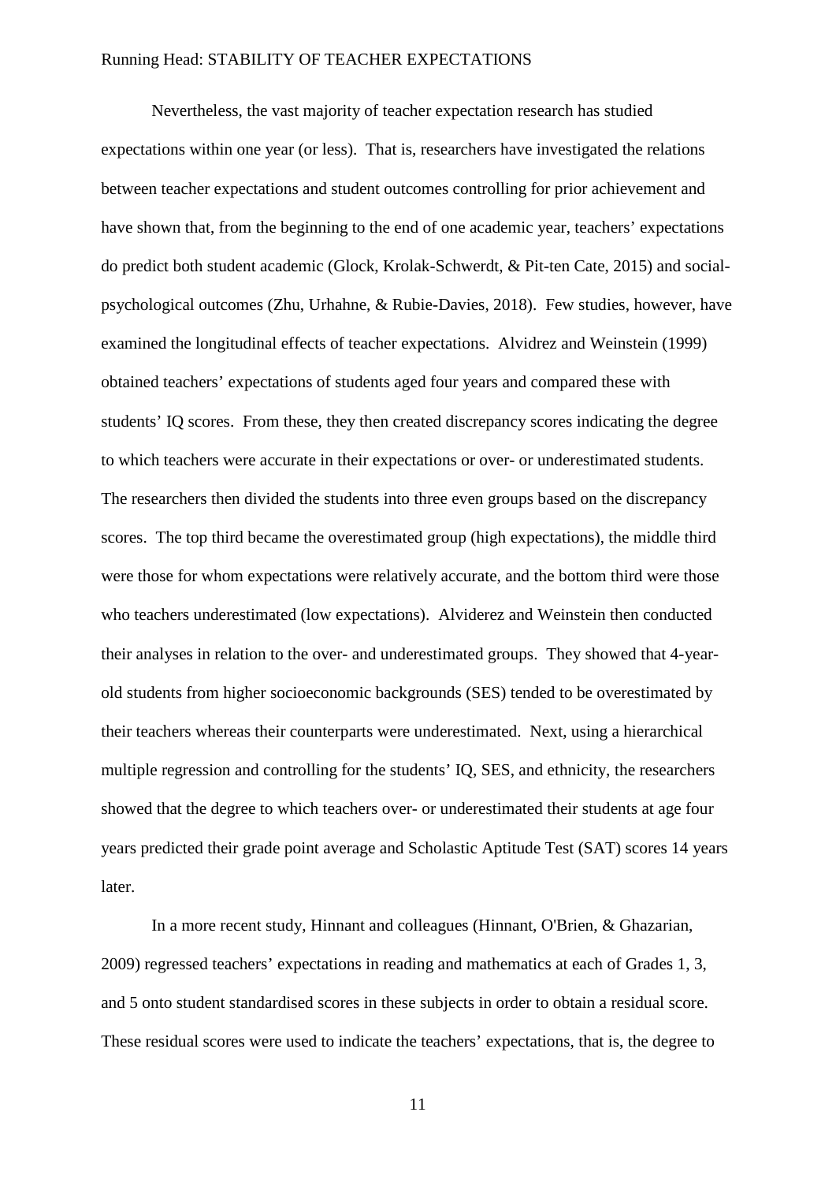Nevertheless, the vast majority of teacher expectation research has studied expectations within one year (or less). That is, researchers have investigated the relations between teacher expectations and student outcomes controlling for prior achievement and have shown that, from the beginning to the end of one academic year, teachers' expectations do predict both student academic (Glock, Krolak-Schwerdt, & Pit-ten Cate, 2015) and social-psychological outcomes (Zhu, Urhahne, & Rubie-Davies, 2018). Few studies, however, have examined the longitudinal effects of teacher expectations. Alvidrez and Weinstein (1999) obtained teachers' expectations of students aged four years and compared these with students' IQ scores. From these, they then created discrepancy scores indicating the degree to which teachers were accurate in their expectations or over- or underestimated students. The researchers then divided the students into three even groups based on the discrepancy scores. The top third became the overestimated group (high expectations), the middle third were those for whom expectations were relatively accurate, and the bottom third were those who teachers underestimated (low expectations). Alviderez and Weinstein then conducted their analyses in relation to the over- and underestimated groups. They showed that 4-year-old students from higher socioeconomic backgrounds (SES) tended to be overestimated by their teachers whereas their counterparts were underestimated. Next, using a hierarchical multiple regression and controlling for the students' IQ, SES, and ethnicity, the researchers showed that the degree to which teachers over- or underestimated their students at age four years predicted their grade point average and Scholastic Aptitude Test (SAT) scores 14 years later.

In a more recent study, Hinnant and colleagues (Hinnant, O'Brien, & Ghazarian, 2009) regressed teachers' expectations in reading and mathematics at each of Grades 1, 3, and 5 onto student standardised scores in these subjects in order to obtain a residual score. These residual scores were used to indicate the teachers' expectations, that is, the degree to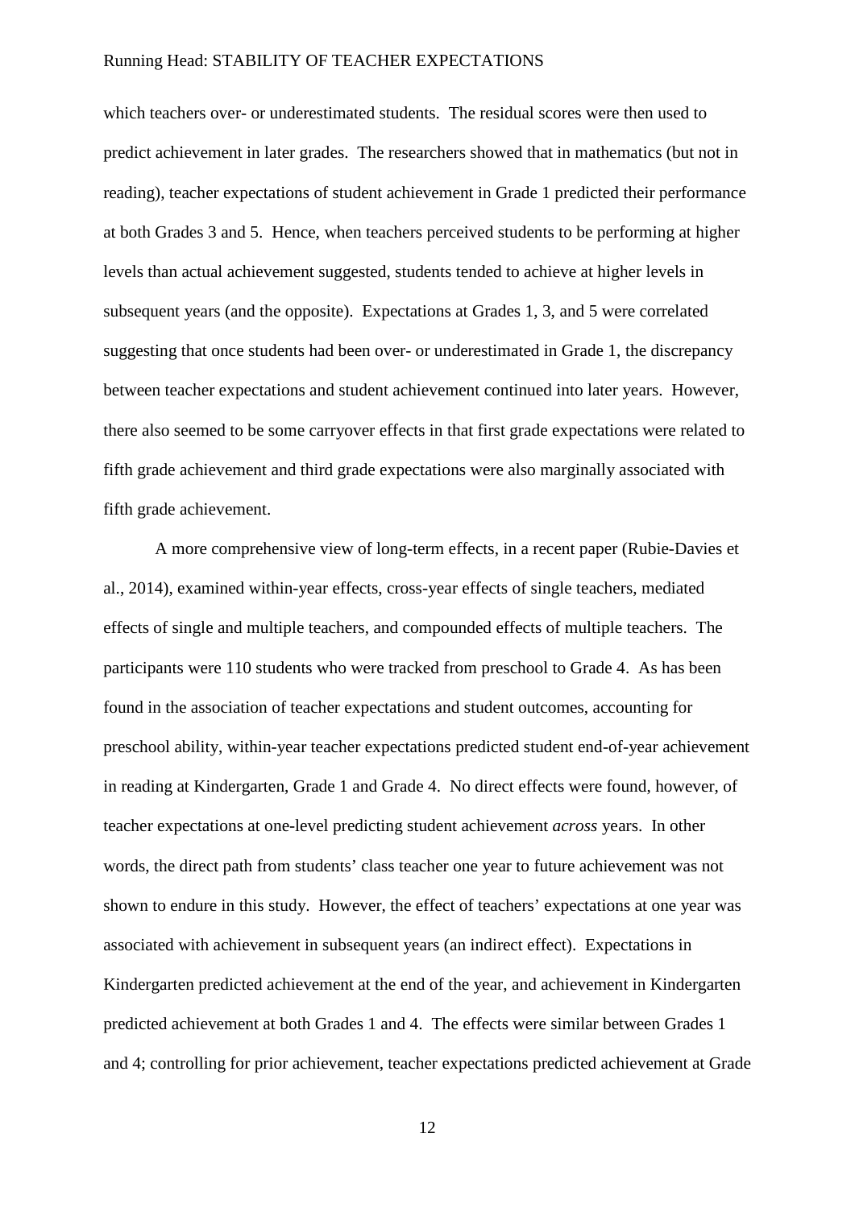which teachers over- or underestimated students. The residual scores were then used to predict achievement in later grades. The researchers showed that in mathematics (but not in reading), teacher expectations of student achievement in Grade 1 predicted their performance at both Grades 3 and 5. Hence, when teachers perceived students to be performing at higher levels than actual achievement suggested, students tended to achieve at higher levels in subsequent years (and the opposite). Expectations at Grades 1, 3, and 5 were correlated suggesting that once students had been over- or underestimated in Grade 1, the discrepancy between teacher expectations and student achievement continued into later years. However, there also seemed to be some carryover effects in that first grade expectations were related to fifth grade achievement and third grade expectations were also marginally associated with fifth grade achievement.

A more comprehensive view of long-term effects, in a recent paper (Rubie-Davies et al., 2014), examined within-year effects, cross-year effects of single teachers, mediated effects of single and multiple teachers, and compounded effects of multiple teachers. The participants were 110 students who were tracked from preschool to Grade 4. As has been found in the association of teacher expectations and student outcomes, accounting for preschool ability, within-year teacher expectations predicted student end-of-year achievement in reading at Kindergarten, Grade 1 and Grade 4. No direct effects were found, however, of teacher expectations at one-level predicting student achievement *across* years. In other words, the direct path from students' class teacher one year to future achievement was not shown to endure in this study. However, the effect of teachers' expectations at one year was associated with achievement in subsequent years (an indirect effect). Expectations in Kindergarten predicted achievement at the end of the year, and achievement in Kindergarten predicted achievement at both Grades 1 and 4. The effects were similar between Grades 1 and 4; controlling for prior achievement, teacher expectations predicted achievement at Grade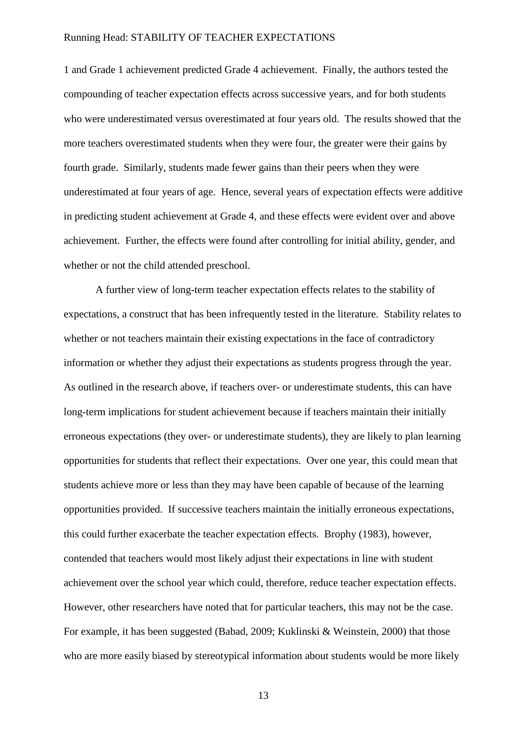1 and Grade 1 achievement predicted Grade 4 achievement. Finally, the authors tested the compounding of teacher expectation effects across successive years, and for both students who were underestimated versus overestimated at four years old. The results showed that the more teachers overestimated students when they were four, the greater were their gains by fourth grade. Similarly, students made fewer gains than their peers when they were underestimated at four years of age. Hence, several years of expectation effects were additive in predicting student achievement at Grade 4, and these effects were evident over and above achievement. Further, the effects were found after controlling for initial ability, gender, and whether or not the child attended preschool.

A further view of long-term teacher expectation effects relates to the stability of expectations, a construct that has been infrequently tested in the literature. Stability relates to whether or not teachers maintain their existing expectations in the face of contradictory information or whether they adjust their expectations as students progress through the year. As outlined in the research above, if teachers over- or underestimate students, this can have long-term implications for student achievement because if teachers maintain their initially erroneous expectations (they over- or underestimate students), they are likely to plan learning opportunities for students that reflect their expectations. Over one year, this could mean that students achieve more or less than they may have been capable of because of the learning opportunities provided. If successive teachers maintain the initially erroneous expectations, this could further exacerbate the teacher expectation effects. Brophy (1983), however, contended that teachers would most likely adjust their expectations in line with student achievement over the school year which could, therefore, reduce teacher expectation effects. However, other researchers have noted that for particular teachers, this may not be the case. For example, it has been suggested (Babad, 2009; Kuklinski & Weinstein, 2000) that those who are more easily biased by stereotypical information about students would be more likely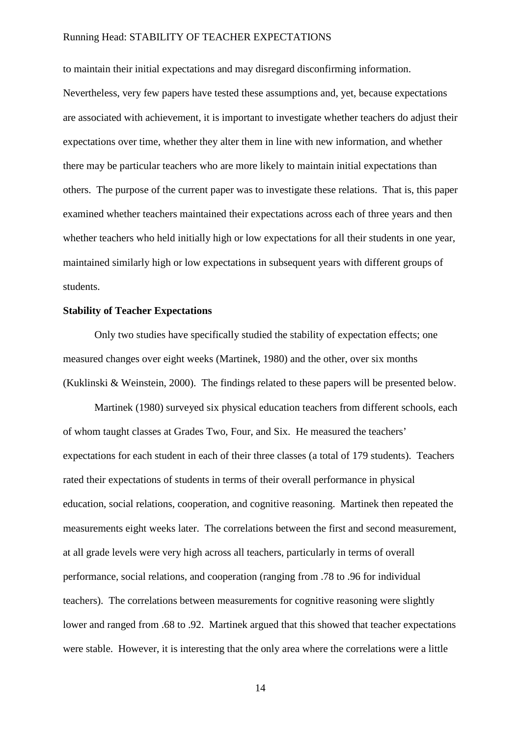to maintain their initial expectations and may disregard disconfirming information. Nevertheless, very few papers have tested these assumptions and, yet, because expectations are associated with achievement, it is important to investigate whether teachers do adjust their expectations over time, whether they alter them in line with new information, and whether there may be particular teachers who are more likely to maintain initial expectations than others. The purpose of the current paper was to investigate these relations. That is, this paper examined whether teachers maintained their expectations across each of three years and then whether teachers who held initially high or low expectations for all their students in one year, maintained similarly high or low expectations in subsequent years with different groups of students.

**Stability of Teacher Expectations**

Only two studies have specifically studied the stability of expectation effects; one measured changes over eight weeks (Martinek, 1980) and the other, over six months (Kuklinski & Weinstein, 2000). The findings related to these papers will be presented below.

Martinek (1980) surveyed six physical education teachers from different schools, each of whom taught classes at Grades Two, Four, and Six. He measured the teachers' expectations for each student in each of their three classes (a total of 179 students). Teachers rated their expectations of students in terms of their overall performance in physical education, social relations, cooperation, and cognitive reasoning. Martinek then repeated the measurements eight weeks later. The correlations between the first and second measurement, at all grade levels were very high across all teachers, particularly in terms of overall performance, social relations, and cooperation (ranging from .78 to .96 for individual teachers). The correlations between measurements for cognitive reasoning were slightly lower and ranged from .68 to .92. Martinek argued that this showed that teacher expectations were stable. However, it is interesting that the only area where the correlations were a little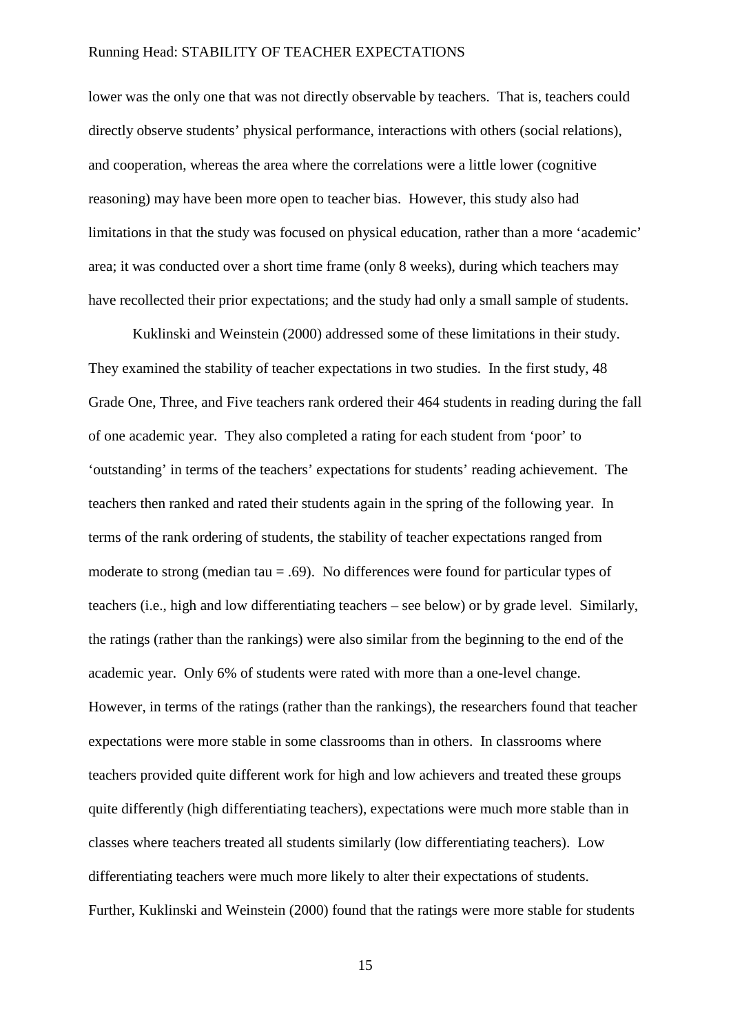lower was the only one that was not directly observable by teachers. That is, teachers could directly observe students' physical performance, interactions with others (social relations), and cooperation, whereas the area where the correlations were a little lower (cognitive reasoning) may have been more open to teacher bias. However, this study also had limitations in that the study was focused on physical education, rather than a more 'academic' area; it was conducted over a short time frame (only 8 weeks), during which teachers may have recollected their prior expectations; and the study had only a small sample of students.

Kuklinski and Weinstein (2000) addressed some of these limitations in their study. They examined the stability of teacher expectations in two studies. In the first study, 48 Grade One, Three, and Five teachers rank ordered their 464 students in reading during the fall of one academic year. They also completed a rating for each student from 'poor' to 'outstanding' in terms of the teachers' expectations for students' reading achievement. The teachers then ranked and rated their students again in the spring of the following year. In terms of the rank ordering of students, the stability of teacher expectations ranged from moderate to strong (median tau = .69). No differences were found for particular types of teachers (i.e., high and low differentiating teachers – see below) or by grade level. Similarly, the ratings (rather than the rankings) were also similar from the beginning to the end of the academic year. Only 6% of students were rated with more than a one-level change. However, in terms of the ratings (rather than the rankings), the researchers found that teacher expectations were more stable in some classrooms than in others. In classrooms where teachers provided quite different work for high and low achievers and treated these groups quite differently (high differentiating teachers), expectations were much more stable than in classes where teachers treated all students similarly (low differentiating teachers). Low differentiating teachers were much more likely to alter their expectations of students. Further, Kuklinski and Weinstein (2000) found that the ratings were more stable for students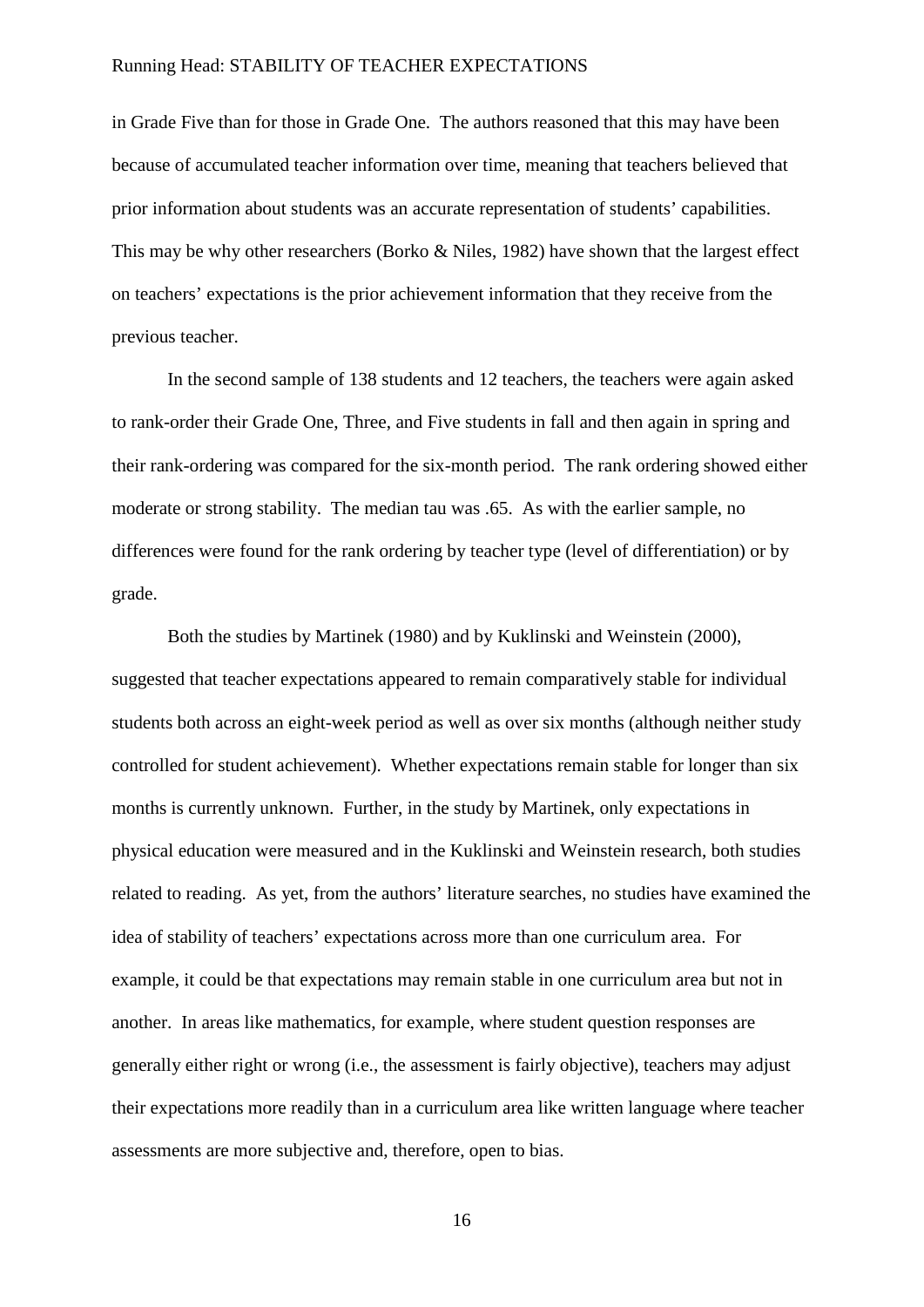in Grade Five than for those in Grade One. The authors reasoned that this may have been because of accumulated teacher information over time, meaning that teachers believed that prior information about students was an accurate representation of students' capabilities. This may be why other researchers (Borko & Niles, 1982) have shown that the largest effect on teachers' expectations is the prior achievement information that they receive from the previous teacher.

In the second sample of 138 students and 12 teachers, the teachers were again asked to rank-order their Grade One, Three, and Five students in fall and then again in spring and their rank-ordering was compared for the six-month period. The rank ordering showed either moderate or strong stability. The median tau was .65. As with the earlier sample, no differences were found for the rank ordering by teacher type (level of differentiation) or by grade.

Both the studies by Martinek (1980) and by Kuklinski and Weinstein (2000), suggested that teacher expectations appeared to remain comparatively stable for individual students both across an eight-week period as well as over six months (although neither study controlled for student achievement). Whether expectations remain stable for longer than six months is currently unknown. Further, in the study by Martinek, only expectations in physical education were measured and in the Kuklinski and Weinstein research, both studies related to reading. As yet, from the authors' literature searches, no studies have examined the idea of stability of teachers' expectations across more than one curriculum area. For example, it could be that expectations may remain stable in one curriculum area but not in another. In areas like mathematics, for example, where student question responses are generally either right or wrong (i.e., the assessment is fairly objective), teachers may adjust their expectations more readily than in a curriculum area like written language where teacher assessments are more subjective and, therefore, open to bias.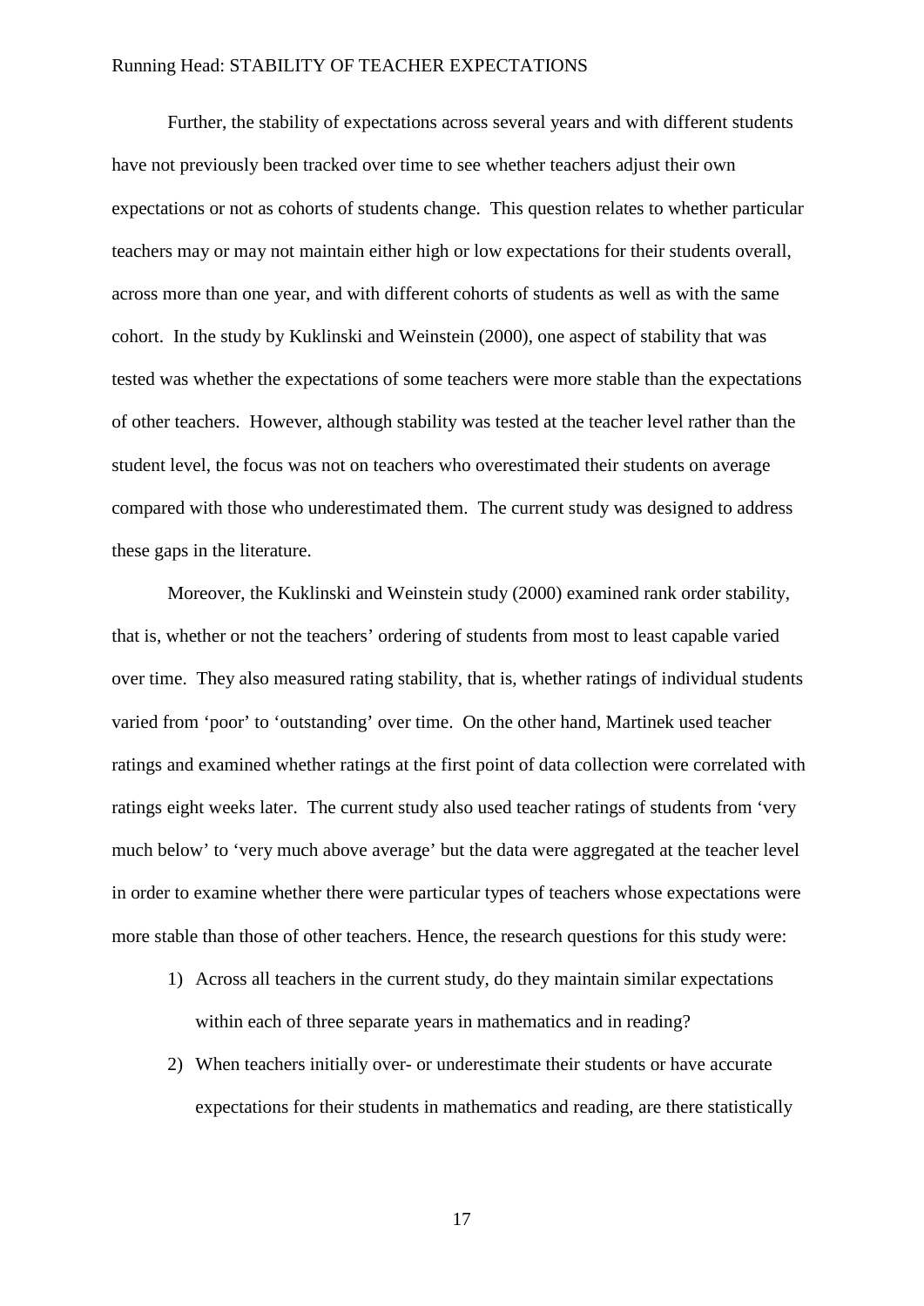Further, the stability of expectations across several years and with different students have not previously been tracked over time to see whether teachers adjust their own expectations or not as cohorts of students change. This question relates to whether particular teachers may or may not maintain either high or low expectations for their students overall, across more than one year, and with different cohorts of students as well as with the same cohort. In the study by Kuklinski and Weinstein (2000), one aspect of stability that was tested was whether the expectations of some teachers were more stable than the expectations of other teachers. However, although stability was tested at the teacher level rather than the student level, the focus was not on teachers who overestimated their students on average compared with those who underestimated them. The current study was designed to address these gaps in the literature.

Moreover, the Kuklinski and Weinstein study (2000) examined rank order stability, that is, whether or not the teachers' ordering of students from most to least capable varied over time. They also measured rating stability, that is, whether ratings of individual students varied from 'poor' to 'outstanding' over time. On the other hand, Martinek used teacher ratings and examined whether ratings at the first point of data collection were correlated with ratings eight weeks later. The current study also used teacher ratings of students from 'very much below' to 'very much above average' but the data were aggregated at the teacher level in order to examine whether there were particular types of teachers whose expectations were more stable than those of other teachers. Hence, the research questions for this study were:

1) Across all teachers in the current study, do they maintain similar expectations within each of three separate years in mathematics and in reading?
2) When teachers initially over- or underestimate their students or have accurate expectations for their students in mathematics and reading, are there statistically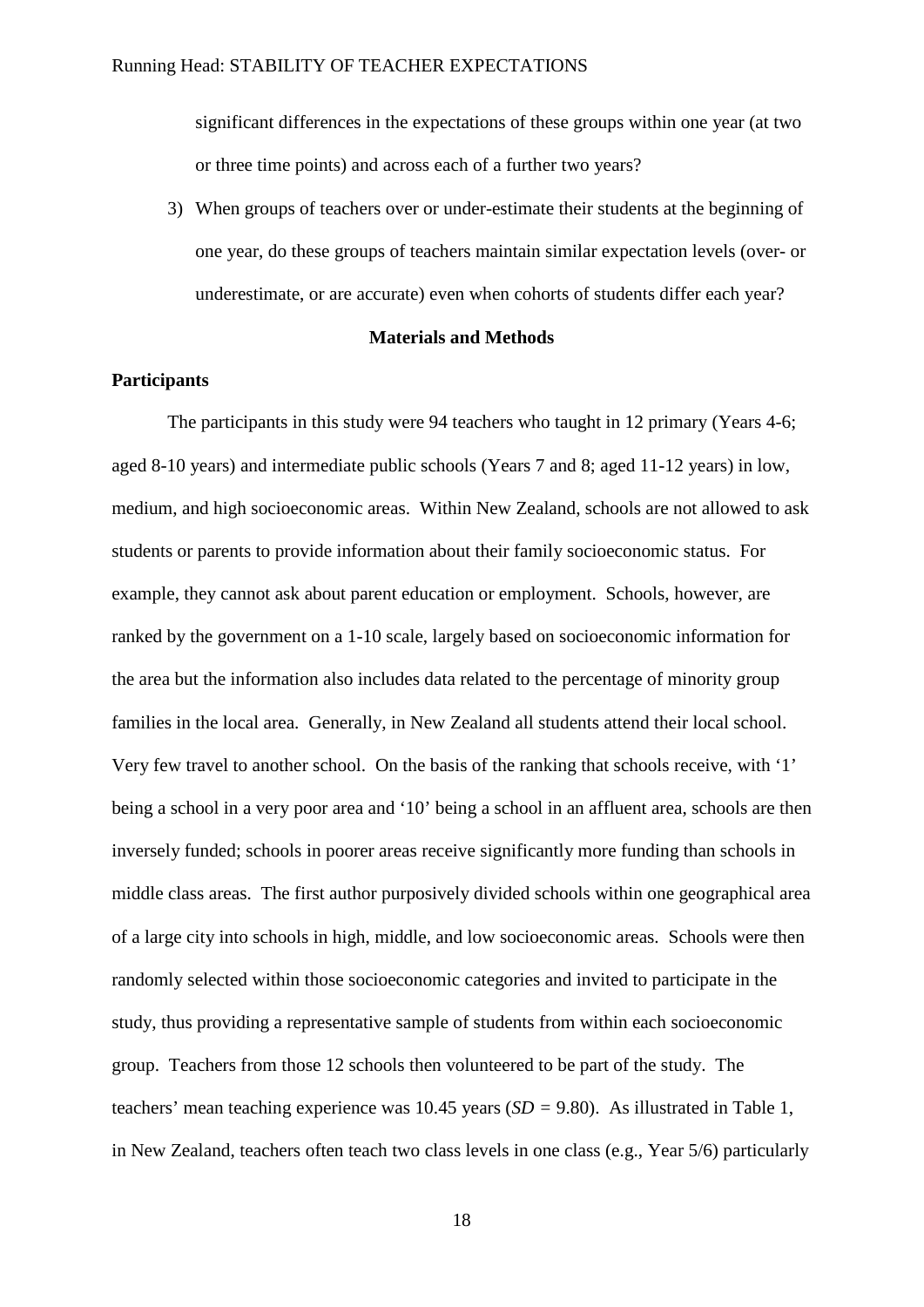significant differences in the expectations of these groups within one year (at two or three time points) and across each of a further two years?

3) When groups of teachers over or under-estimate their students at the beginning of one year, do these groups of teachers maintain similar expectation levels (over- or underestimate, or are accurate) even when cohorts of students differ each year?

## Materials and Methods

### Participants

The participants in this study were 94 teachers who taught in 12 primary (Years 4-6; aged 8-10 years) and intermediate public schools (Years 7 and 8; aged 11-12 years) in low, medium, and high socioeconomic areas. Within New Zealand, schools are not allowed to ask students or parents to provide information about their family socioeconomic status. For example, they cannot ask about parent education or employment. Schools, however, are ranked by the government on a 1-10 scale, largely based on socioeconomic information for the area but the information also includes data related to the percentage of minority group families in the local area. Generally, in New Zealand all students attend their local school. Very few travel to another school. On the basis of the ranking that schools receive, with '1' being a school in a very poor area and '10' being a school in an affluent area, schools are then inversely funded; schools in poorer areas receive significantly more funding than schools in middle class areas. The first author purposively divided schools within one geographical area of a large city into schools in high, middle, and low socioeconomic areas. Schools were then randomly selected within those socioeconomic categories and invited to participate in the study, thus providing a representative sample of students from within each socioeconomic group. Teachers from those 12 schools then volunteered to be part of the study. The teachers' mean teaching experience was 10.45 years (*SD* = 9.80). As illustrated in Table 1, in New Zealand, teachers often teach two class levels in one class (e.g., Year 5/6) particularly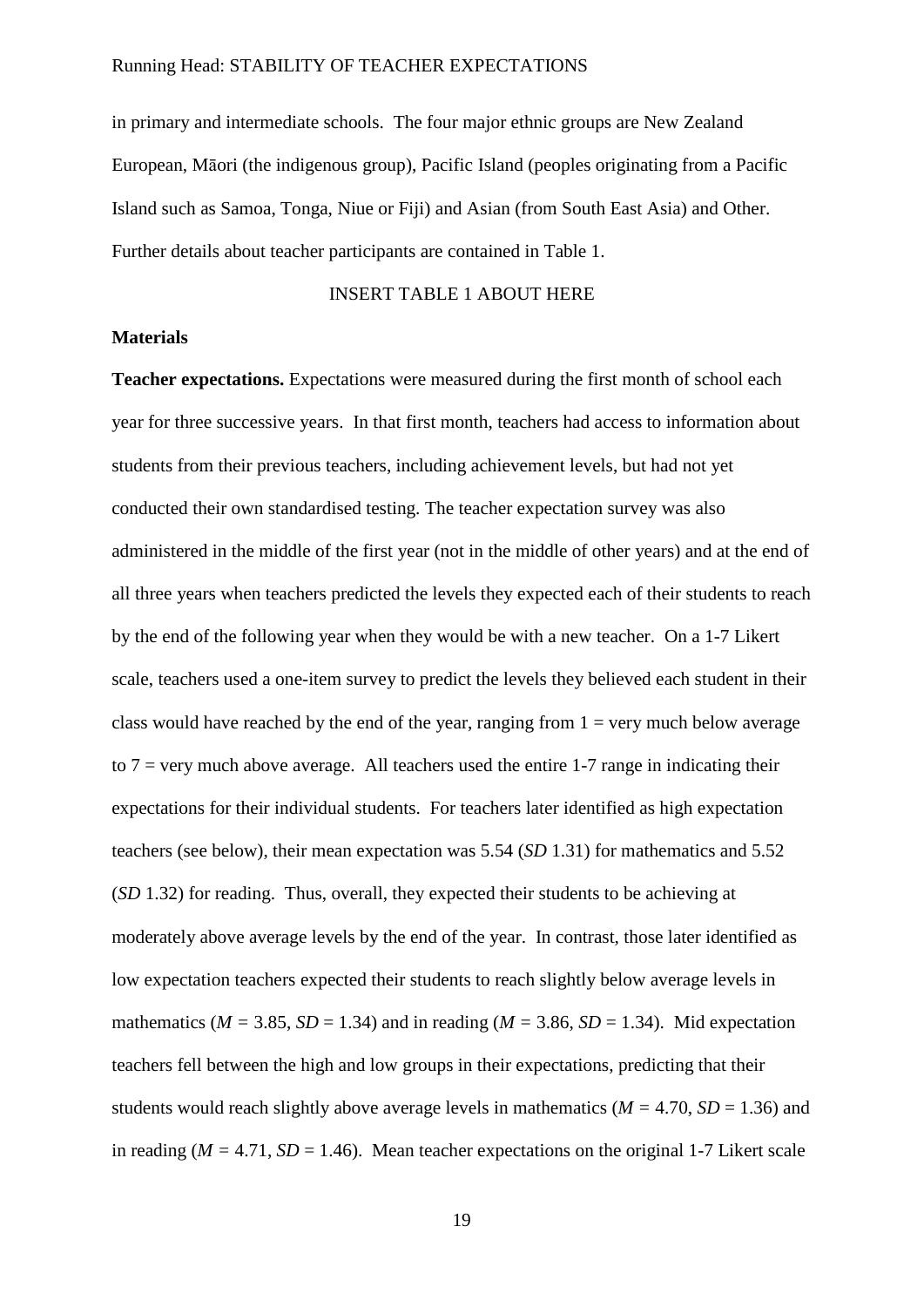in primary and intermediate schools. The four major ethnic groups are New Zealand European, Māori (the indigenous group), Pacific Island (peoples originating from a Pacific Island such as Samoa, Tonga, Niue or Fiji) and Asian (from South East Asia) and Other. Further details about teacher participants are contained in Table 1.

INSERT TABLE 1 ABOUT HERE

**Materials**

**Teacher expectations.** Expectations were measured during the first month of school each year for three successive years. In that first month, teachers had access to information about students from their previous teachers, including achievement levels, but had not yet conducted their own standardised testing. The teacher expectation survey was also administered in the middle of the first year (not in the middle of other years) and at the end of all three years when teachers predicted the levels they expected each of their students to reach by the end of the following year when they would be with a new teacher. On a 1-7 Likert scale, teachers used a one-item survey to predict the levels they believed each student in their class would have reached by the end of the year, ranging from 1 = very much below average to 7 = very much above average. All teachers used the entire 1-7 range in indicating their expectations for their individual students. For teachers later identified as high expectation teachers (see below), their mean expectation was 5.54 (*SD* 1.31) for mathematics and 5.52 (*SD* 1.32) for reading. Thus, overall, they expected their students to be achieving at moderately above average levels by the end of the year. In contrast, those later identified as low expectation teachers expected their students to reach slightly below average levels in mathematics ($M = 3.85$, $SD = 1.34$) and in reading ($M = 3.86$, $SD = 1.34$). Mid expectation teachers fell between the high and low groups in their expectations, predicting that their students would reach slightly above average levels in mathematics ($M = 4.70$, $SD = 1.36$) and in reading ($M = 4.71$, $SD = 1.46$). Mean teacher expectations on the original 1-7 Likert scale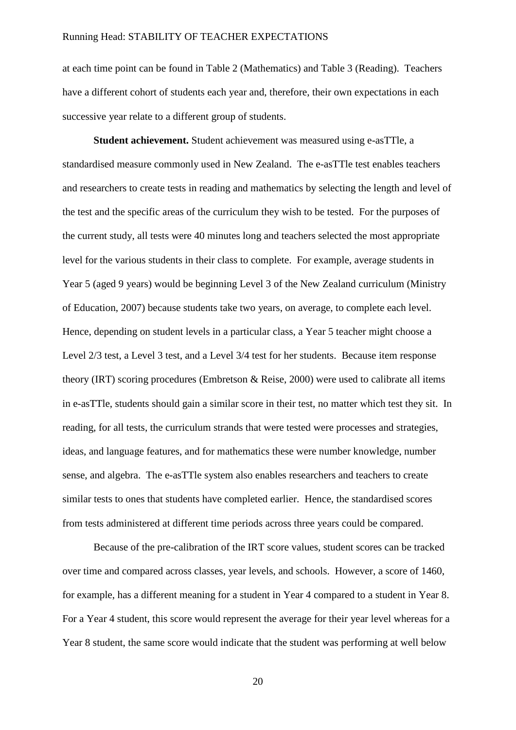at each time point can be found in Table 2 (Mathematics) and Table 3 (Reading). Teachers have a different cohort of students each year and, therefore, their own expectations in each successive year relate to a different group of students.

**Student achievement.** Student achievement was measured using e-asTTle, a standardised measure commonly used in New Zealand. The e-asTTle test enables teachers and researchers to create tests in reading and mathematics by selecting the length and level of the test and the specific areas of the curriculum they wish to be tested. For the purposes of the current study, all tests were 40 minutes long and teachers selected the most appropriate level for the various students in their class to complete. For example, average students in Year 5 (aged 9 years) would be beginning Level 3 of the New Zealand curriculum (Ministry of Education, 2007) because students take two years, on average, to complete each level. Hence, depending on student levels in a particular class, a Year 5 teacher might choose a Level 2/3 test, a Level 3 test, and a Level 3/4 test for her students. Because item response theory (IRT) scoring procedures (Embretson & Reise, 2000) were used to calibrate all items in e-asTTle, students should gain a similar score in their test, no matter which test they sit. In reading, for all tests, the curriculum strands that were tested were processes and strategies, ideas, and language features, and for mathematics these were number knowledge, number sense, and algebra. The e-asTTle system also enables researchers and teachers to create similar tests to ones that students have completed earlier. Hence, the standardised scores from tests administered at different time periods across three years could be compared.

Because of the pre-calibration of the IRT score values, student scores can be tracked over time and compared across classes, year levels, and schools. However, a score of 1460, for example, has a different meaning for a student in Year 4 compared to a student in Year 8. For a Year 4 student, this score would represent the average for their year level whereas for a Year 8 student, the same score would indicate that the student was performing at well below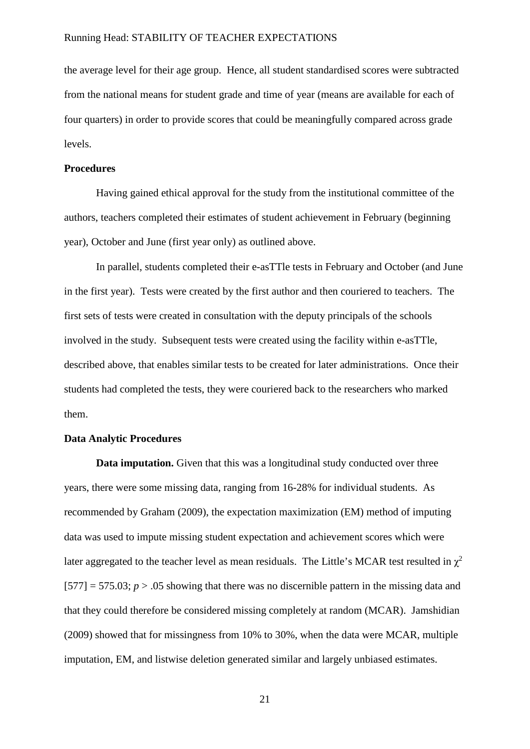the average level for their age group. Hence, all student standardised scores were subtracted from the national means for student grade and time of year (means are available for each of four quarters) in order to provide scores that could be meaningfully compared across grade levels.

## Procedures

Having gained ethical approval for the study from the institutional committee of the authors, teachers completed their estimates of student achievement in February (beginning year), October and June (first year only) as outlined above.

In parallel, students completed their e-asTTle tests in February and October (and June in the first year). Tests were created by the first author and then couriered to teachers. The first sets of tests were created in consultation with the deputy principals of the schools involved in the study. Subsequent tests were created using the facility within e-asTTle, described above, that enables similar tests to be created for later administrations. Once their students had completed the tests, they were couriered back to the researchers who marked them.

## Data Analytic Procedures

**Data imputation.** Given that this was a longitudinal study conducted over three years, there were some missing data, ranging from 16-28% for individual students. As recommended by Graham (2009), the expectation maximization (EM) method of imputing data was used to impute missing student expectation and achievement scores which were later aggregated to the teacher level as mean residuals. The Little's MCAR test resulted in $\chi^2$ [577] = 575.03; $p > .05$ showing that there was no discernible pattern in the missing data and that they could therefore be considered missing completely at random (MCAR). Jamshidian (2009) showed that for missingness from 10% to 30%, when the data were MCAR, multiple imputation, EM, and listwise deletion generated similar and largely unbiased estimates.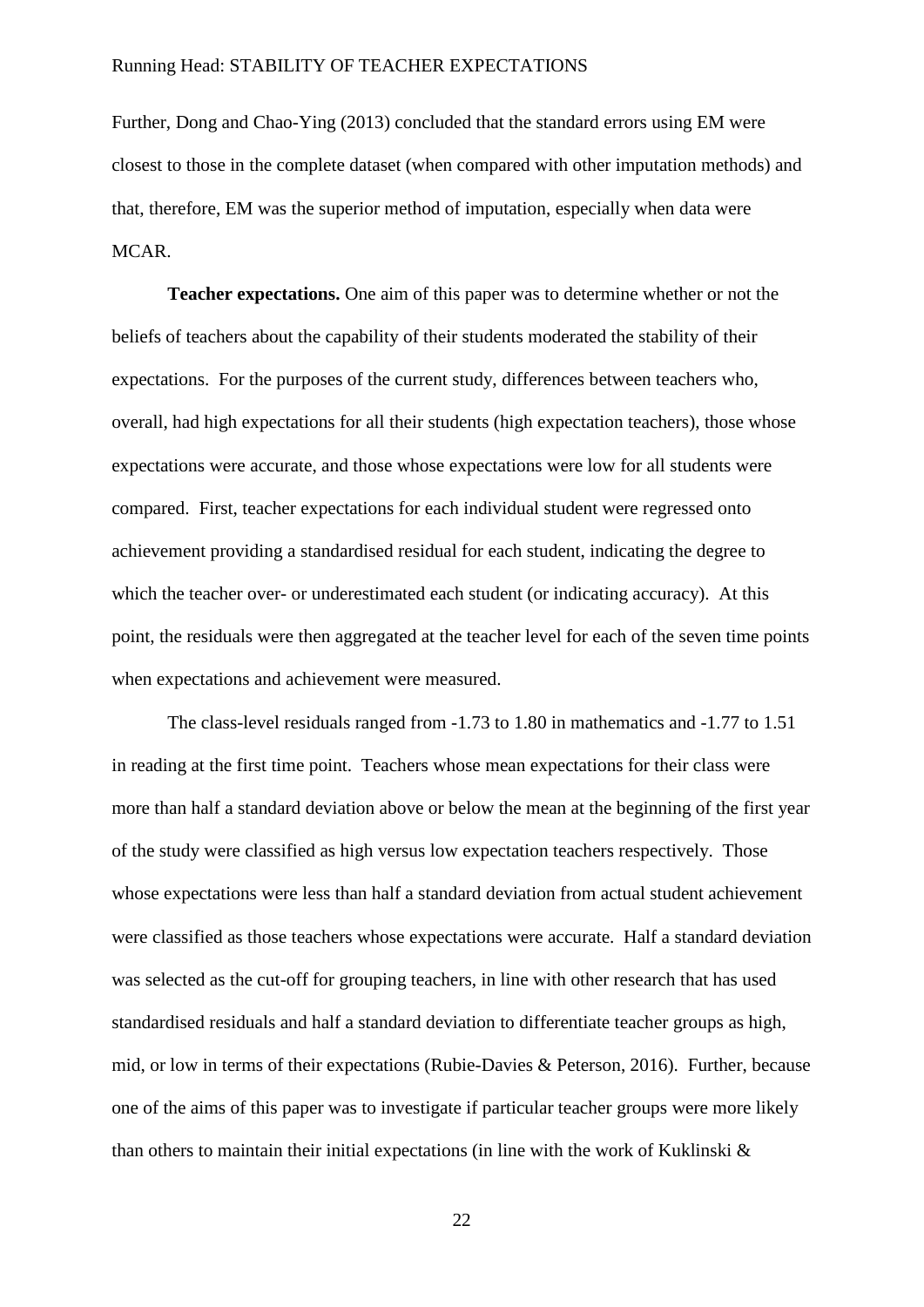Further, Dong and Chao-Ying (2013) concluded that the standard errors using EM were closest to those in the complete dataset (when compared with other imputation methods) and that, therefore, EM was the superior method of imputation, especially when data were MCAR.

**Teacher expectations.** One aim of this paper was to determine whether or not the beliefs of teachers about the capability of their students moderated the stability of their expectations. For the purposes of the current study, differences between teachers who, overall, had high expectations for all their students (high expectation teachers), those whose expectations were accurate, and those whose expectations were low for all students were compared. First, teacher expectations for each individual student were regressed onto achievement providing a standardised residual for each student, indicating the degree to which the teacher over- or underestimated each student (or indicating accuracy). At this point, the residuals were then aggregated at the teacher level for each of the seven time points when expectations and achievement were measured.

The class-level residuals ranged from -1.73 to 1.80 in mathematics and -1.77 to 1.51 in reading at the first time point. Teachers whose mean expectations for their class were more than half a standard deviation above or below the mean at the beginning of the first year of the study were classified as high versus low expectation teachers respectively. Those whose expectations were less than half a standard deviation from actual student achievement were classified as those teachers whose expectations were accurate. Half a standard deviation was selected as the cut-off for grouping teachers, in line with other research that has used standardised residuals and half a standard deviation to differentiate teacher groups as high, mid, or low in terms of their expectations (Rubie-Davies & Peterson, 2016). Further, because one of the aims of this paper was to investigate if particular teacher groups were more likely than others to maintain their initial expectations (in line with the work of Kuklinski &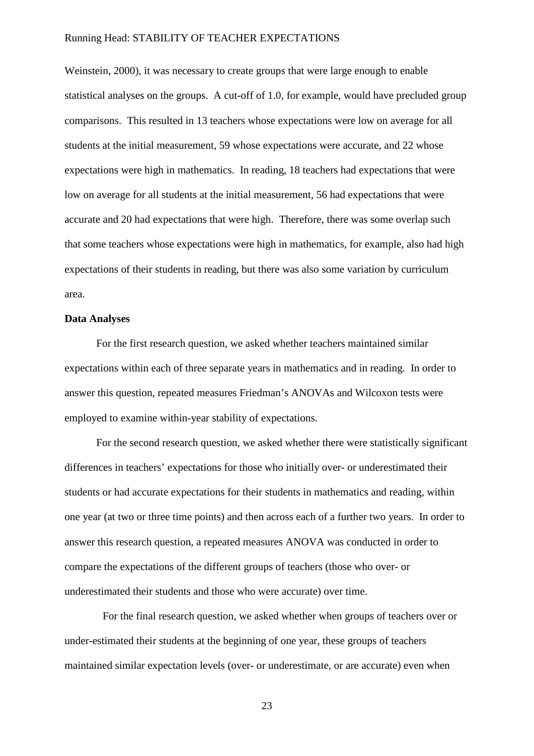Weinstein, 2000), it was necessary to create groups that were large enough to enable statistical analyses on the groups. A cut-off of 1.0, for example, would have precluded group comparisons. This resulted in 13 teachers whose expectations were low on average for all students at the initial measurement, 59 whose expectations were accurate, and 22 whose expectations were high in mathematics. In reading, 18 teachers had expectations that were low on average for all students at the initial measurement, 56 had expectations that were accurate and 20 had expectations that were high. Therefore, there was some overlap such that some teachers whose expectations were high in mathematics, for example, also had high expectations of their students in reading, but there was also some variation by curriculum area.

**Data Analyses**

For the first research question, we asked whether teachers maintained similar expectations within each of three separate years in mathematics and in reading. In order to answer this question, repeated measures Friedman's ANOVAs and Wilcoxon tests were employed to examine within-year stability of expectations.

For the second research question, we asked whether there were statistically significant differences in teachers' expectations for those who initially over- or underestimated their students or had accurate expectations for their students in mathematics and reading, within one year (at two or three time points) and then across each of a further two years. In order to answer this research question, a repeated measures ANOVA was conducted in order to compare the expectations of the different groups of teachers (those who over- or underestimated their students and those who were accurate) over time.

For the final research question, we asked whether when groups of teachers over or under-estimated their students at the beginning of one year, these groups of teachers maintained similar expectation levels (over- or underestimate, or are accurate) even when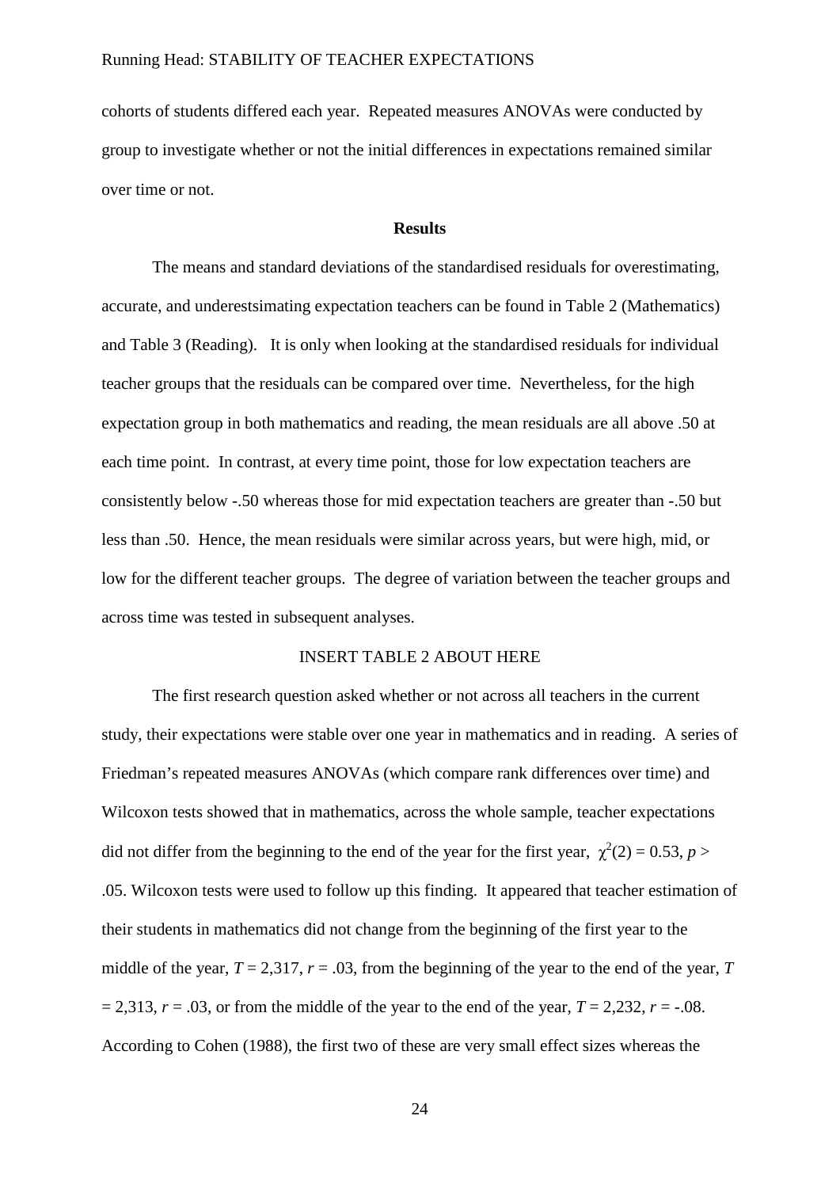cohorts of students differed each year. Repeated measures ANOVAs were conducted by group to investigate whether or not the initial differences in expectations remained similar over time or not.

## Results

The means and standard deviations of the standardised residuals for overestimating, accurate, and underestsimating expectation teachers can be found in Table 2 (Mathematics) and Table 3 (Reading). It is only when looking at the standardised residuals for individual teacher groups that the residuals can be compared over time. Nevertheless, for the high expectation group in both mathematics and reading, the mean residuals are all above .50 at each time point. In contrast, at every time point, those for low expectation teachers are consistently below -.50 whereas those for mid expectation teachers are greater than -.50 but less than .50. Hence, the mean residuals were similar across years, but were high, mid, or low for the different teacher groups. The degree of variation between the teacher groups and across time was tested in subsequent analyses.

INSERT TABLE 2 ABOUT HERE

The first research question asked whether or not across all teachers in the current study, their expectations were stable over one year in mathematics and in reading. A series of Friedman's repeated measures ANOVAs (which compare rank differences over time) and Wilcoxon tests showed that in mathematics, across the whole sample, teacher expectations did not differ from the beginning to the end of the year for the first year, $\chi^2(2) = 0.53$, $p > .05$. Wilcoxon tests were used to follow up this finding. It appeared that teacher estimation of their students in mathematics did not change from the beginning of the first year to the middle of the year, $T = 2{,}317$, $r = .03$, from the beginning of the year to the end of the year, $T = 2{,}313$, $r = .03$, or from the middle of the year to the end of the year, $T = 2{,}232$, $r = -.08$. According to Cohen (1988), the first two of these are very small effect sizes whereas the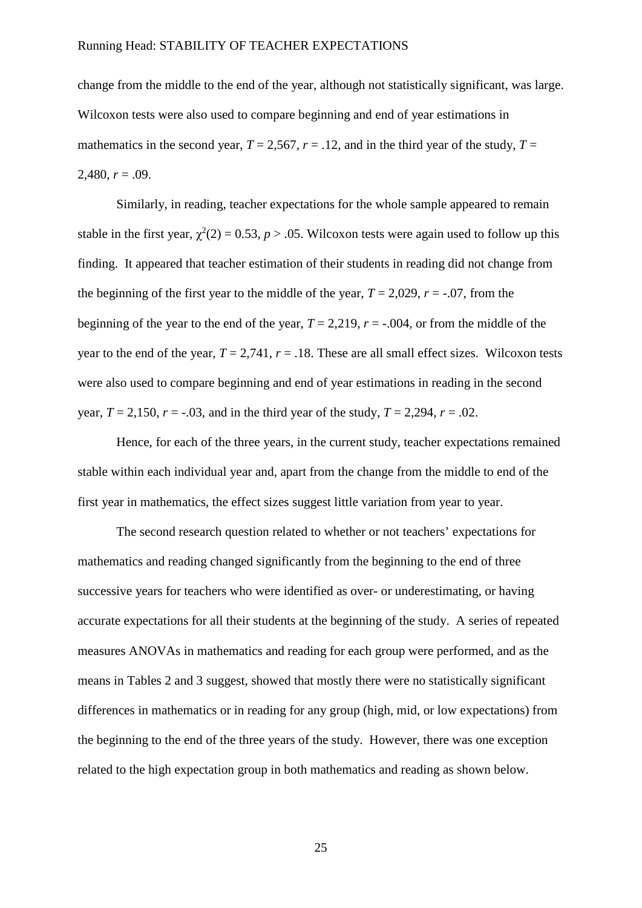change from the middle to the end of the year, although not statistically significant, was large. Wilcoxon tests were also used to compare beginning and end of year estimations in mathematics in the second year, $T = 2{,}567$, $r = .12$, and in the third year of the study, $T = 2{,}480$, $r = .09$.

Similarly, in reading, teacher expectations for the whole sample appeared to remain stable in the first year, $\chi^2(2) = 0.53$, $p > .05$. Wilcoxon tests were again used to follow up this finding. It appeared that teacher estimation of their students in reading did not change from the beginning of the first year to the middle of the year, $T = 2{,}029$, $r = -.07$, from the beginning of the year to the end of the year, $T = 2{,}219$, $r = -.004$, or from the middle of the year to the end of the year, $T = 2{,}741$, $r = .18$. These are all small effect sizes. Wilcoxon tests were also used to compare beginning and end of year estimations in reading in the second year, $T = 2{,}150$, $r = -.03$, and in the third year of the study, $T = 2{,}294$, $r = .02$.

Hence, for each of the three years, in the current study, teacher expectations remained stable within each individual year and, apart from the change from the middle to end of the first year in mathematics, the effect sizes suggest little variation from year to year.

The second research question related to whether or not teachers' expectations for mathematics and reading changed significantly from the beginning to the end of three successive years for teachers who were identified as over- or underestimating, or having accurate expectations for all their students at the beginning of the study. A series of repeated measures ANOVAs in mathematics and reading for each group were performed, and as the means in Tables 2 and 3 suggest, showed that mostly there were no statistically significant differences in mathematics or in reading for any group (high, mid, or low expectations) from the beginning to the end of the three years of the study. However, there was one exception related to the high expectation group in both mathematics and reading as shown below.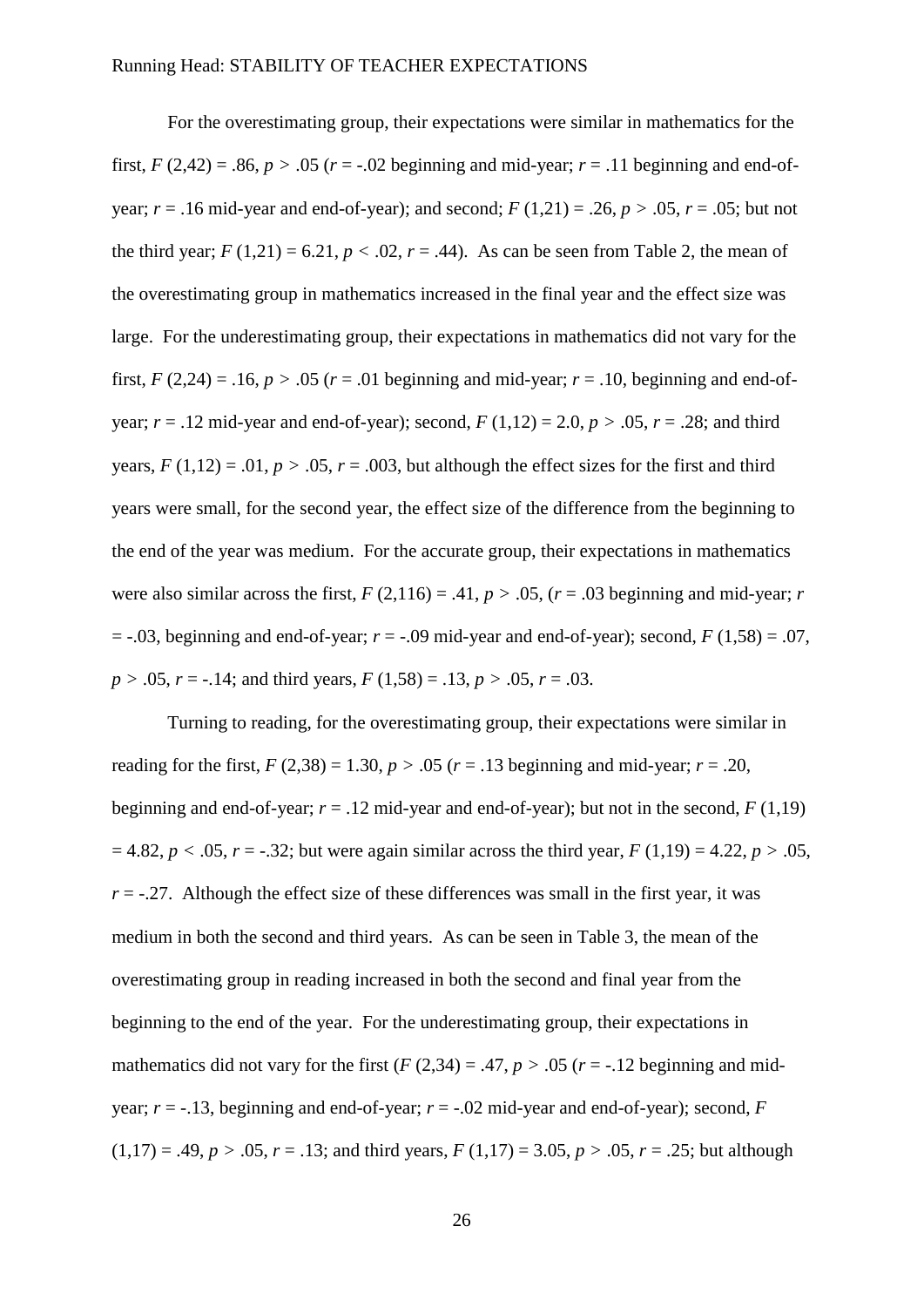For the overestimating group, their expectations were similar in mathematics for the first, $F(2,42) = .86$, $p > .05$ ($r = -.02$ beginning and mid-year; $r = .11$ beginning and end-of-year; $r = .16$ mid-year and end-of-year); and second; $F(1,21) = .26$, $p > .05$, $r = .05$; but not the third year; $F(1,21) = 6.21$, $p < .02$, $r = .44$). As can be seen from Table 2, the mean of the overestimating group in mathematics increased in the final year and the effect size was large. For the underestimating group, their expectations in mathematics did not vary for the first, $F(2,24) = .16$, $p > .05$ ($r = .01$ beginning and mid-year; $r = .10$, beginning and end-of-year; $r = .12$ mid-year and end-of-year); second, $F(1,12) = 2.0$, $p > .05$, $r = .28$; and third years, $F(1,12) = .01$, $p > .05$, $r = .003$, but although the effect sizes for the first and third years were small, for the second year, the effect size of the difference from the beginning to the end of the year was medium. For the accurate group, their expectations in mathematics were also similar across the first, $F(2,116) = .41$, $p > .05$, ($r = .03$ beginning and mid-year; $r = -.03$, beginning and end-of-year; $r = -.09$ mid-year and end-of-year); second, $F(1,58) = .07$, $p > .05$, $r = -.14$; and third years, $F(1,58) = .13$, $p > .05$, $r = .03$.

Turning to reading, for the overestimating group, their expectations were similar in reading for the first, $F(2,38) = 1.30$, $p > .05$ ($r = .13$ beginning and mid-year; $r = .20$, beginning and end-of-year; $r = .12$ mid-year and end-of-year); but not in the second, $F(1,19) = 4.82$, $p < .05$, $r = -.32$; but were again similar across the third year, $F(1,19) = 4.22$, $p > .05$, $r = -.27$. Although the effect size of these differences was small in the first year, it was medium in both the second and third years. As can be seen in Table 3, the mean of the overestimating group in reading increased in both the second and final year from the beginning to the end of the year. For the underestimating group, their expectations in mathematics did not vary for the first ($F(2,34) = .47$, $p > .05$ ($r = -.12$ beginning and mid-year; $r = -.13$, beginning and end-of-year; $r = -.02$ mid-year and end-of-year); second, $F(1,17) = .49$, $p > .05$, $r = .13$; and third years, $F(1,17) = 3.05$, $p > .05$, $r = .25$; but although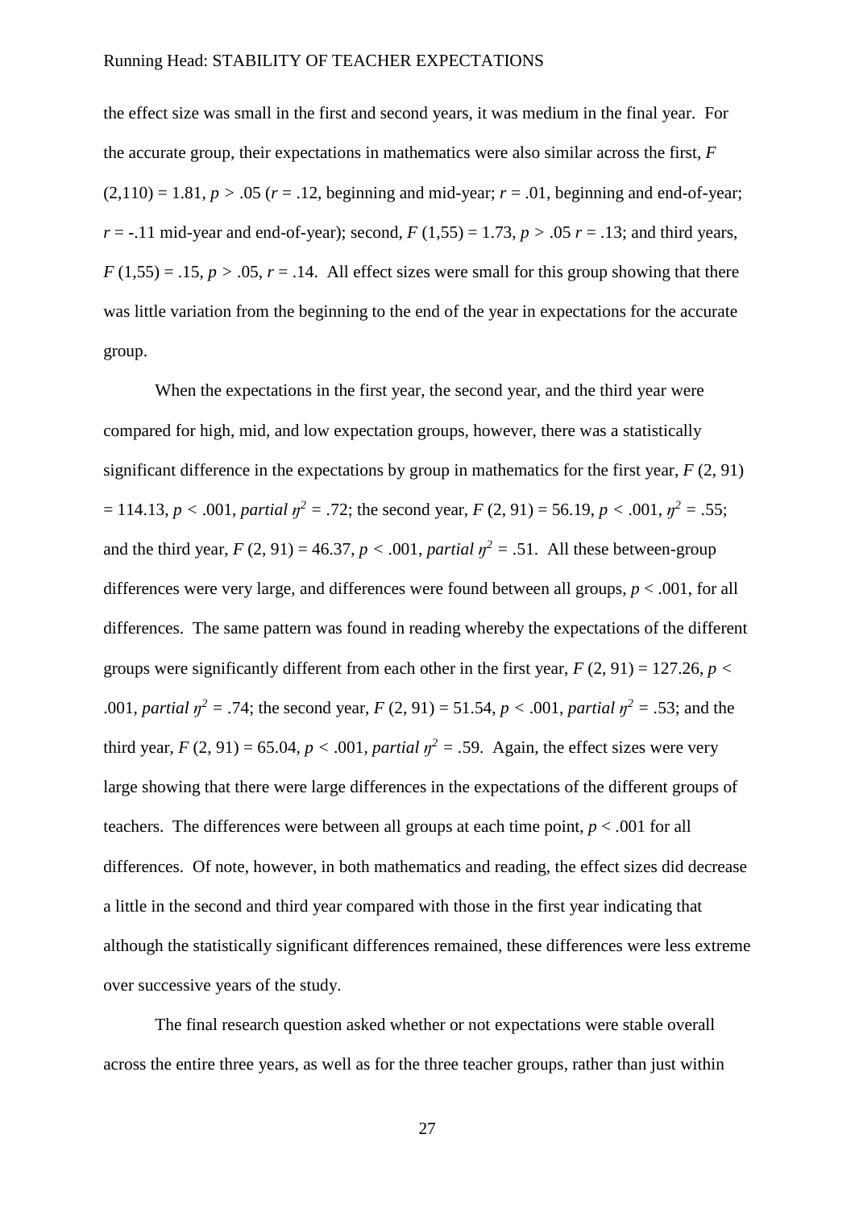the effect size was small in the first and second years, it was medium in the final year. For the accurate group, their expectations in mathematics were also similar across the first, $F$ $(2,110) = 1.81$, $p > .05$ ($r = .12$, beginning and mid-year; $r = .01$, beginning and end-of-year; $r = -.11$ mid-year and end-of-year); second, $F$ $(1,55) = 1.73$, $p > .05$ $r = .13$; and third years, $F$ $(1,55) = .15$, $p > .05$, $r = .14$. All effect sizes were small for this group showing that there was little variation from the beginning to the end of the year in expectations for the accurate group.

When the expectations in the first year, the second year, and the third year were compared for high, mid, and low expectation groups, however, there was a statistically significant difference in the expectations by group in mathematics for the first year, $F$ $(2, 91) = 114.13$, $p < .001$, *partial* $\eta^2 = .72$; the second year, $F$ $(2, 91) = 56.19$, $p < .001$, $\eta^2 = .55$; and the third year, $F$ $(2, 91) = 46.37$, $p < .001$, *partial* $\eta^2 = .51$. All these between-group differences were very large, and differences were found between all groups, $p < .001$, for all differences. The same pattern was found in reading whereby the expectations of the different groups were significantly different from each other in the first year, $F$ $(2, 91) = 127.26$, $p < .001$, *partial* $\eta^2 = .74$; the second year, $F$ $(2, 91) = 51.54$, $p < .001$, *partial* $\eta^2 = .53$; and the third year, $F$ $(2, 91) = 65.04$, $p < .001$, *partial* $\eta^2 = .59$. Again, the effect sizes were very large showing that there were large differences in the expectations of the different groups of teachers. The differences were between all groups at each time point, $p < .001$ for all differences. Of note, however, in both mathematics and reading, the effect sizes did decrease a little in the second and third year compared with those in the first year indicating that although the statistically significant differences remained, these differences were less extreme over successive years of the study.

The final research question asked whether or not expectations were stable overall across the entire three years, as well as for the three teacher groups, rather than just within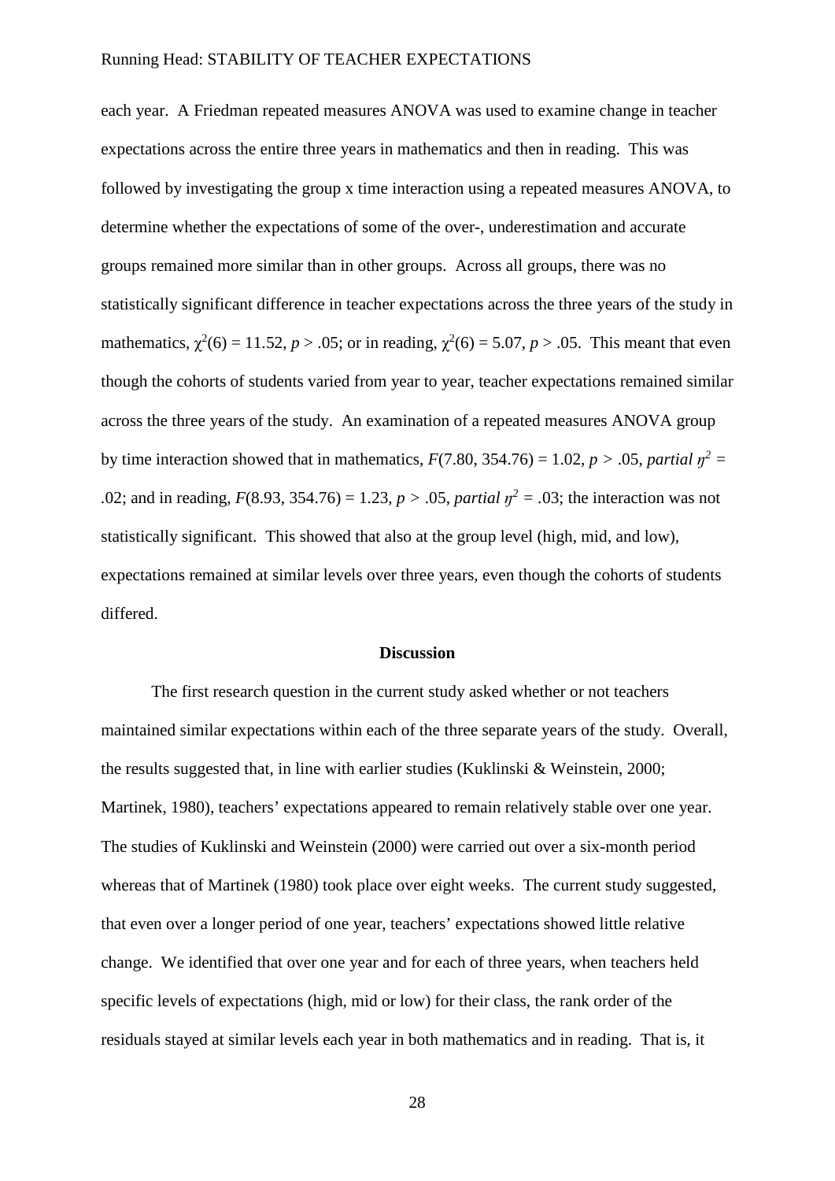each year. A Friedman repeated measures ANOVA was used to examine change in teacher expectations across the entire three years in mathematics and then in reading. This was followed by investigating the group x time interaction using a repeated measures ANOVA, to determine whether the expectations of some of the over-, underestimation and accurate groups remained more similar than in other groups. Across all groups, there was no statistically significant difference in teacher expectations across the three years of the study in mathematics, $\chi^2(6) = 11.52$, $p > .05$; or in reading, $\chi^2(6) = 5.07$, $p > .05$. This meant that even though the cohorts of students varied from year to year, teacher expectations remained similar across the three years of the study. An examination of a repeated measures ANOVA group by time interaction showed that in mathematics, $F(7.80, 354.76) = 1.02$, $p > .05$, *partial* $\eta^2 = .02$; and in reading, $F(8.93, 354.76) = 1.23$, $p > .05$, *partial* $\eta^2 = .03$; the interaction was not statistically significant. This showed that also at the group level (high, mid, and low), expectations remained at similar levels over three years, even though the cohorts of students differed.

## Discussion

The first research question in the current study asked whether or not teachers maintained similar expectations within each of the three separate years of the study. Overall, the results suggested that, in line with earlier studies (Kuklinski & Weinstein, 2000; Martinek, 1980), teachers' expectations appeared to remain relatively stable over one year. The studies of Kuklinski and Weinstein (2000) were carried out over a six-month period whereas that of Martinek (1980) took place over eight weeks. The current study suggested, that even over a longer period of one year, teachers' expectations showed little relative change. We identified that over one year and for each of three years, when teachers held specific levels of expectations (high, mid or low) for their class, the rank order of the residuals stayed at similar levels each year in both mathematics and in reading. That is, it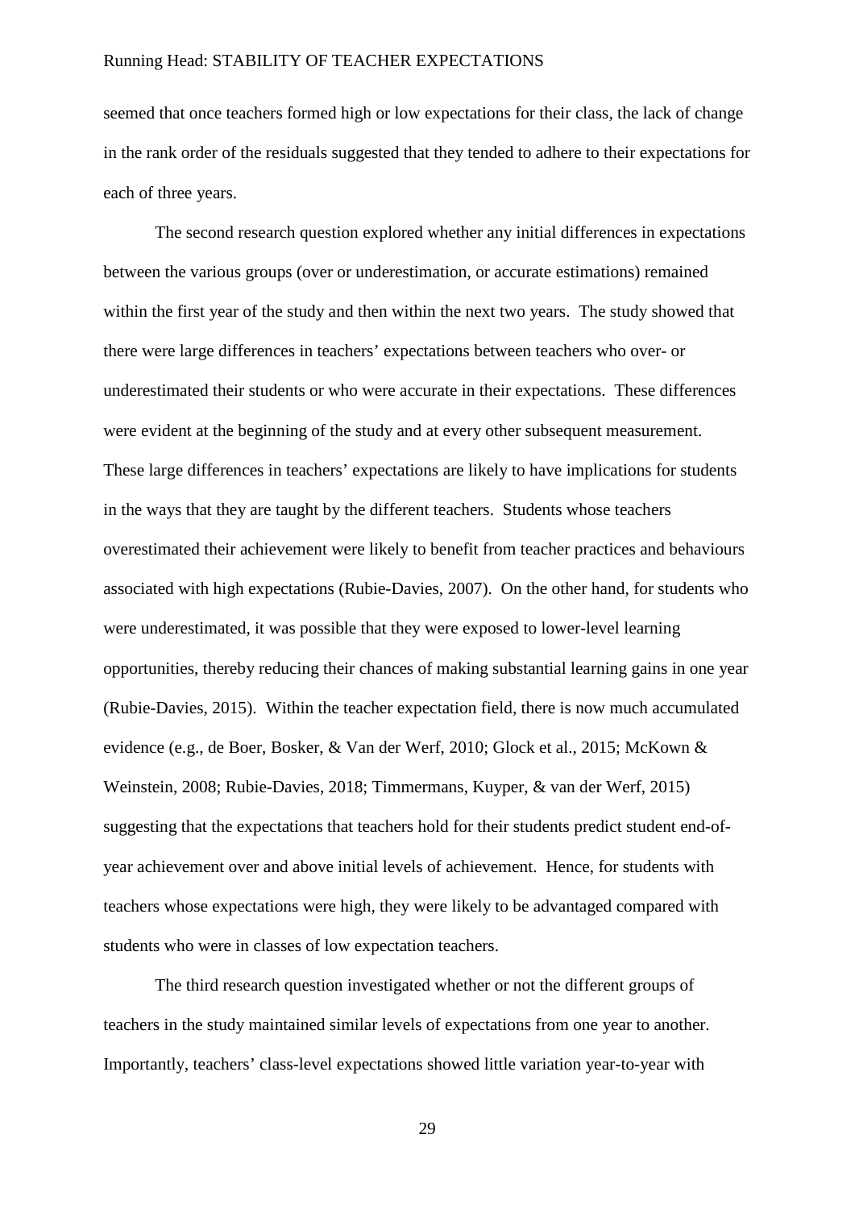seemed that once teachers formed high or low expectations for their class, the lack of change in the rank order of the residuals suggested that they tended to adhere to their expectations for each of three years.

The second research question explored whether any initial differences in expectations between the various groups (over or underestimation, or accurate estimations) remained within the first year of the study and then within the next two years. The study showed that there were large differences in teachers' expectations between teachers who over- or underestimated their students or who were accurate in their expectations. These differences were evident at the beginning of the study and at every other subsequent measurement. These large differences in teachers' expectations are likely to have implications for students in the ways that they are taught by the different teachers. Students whose teachers overestimated their achievement were likely to benefit from teacher practices and behaviours associated with high expectations (Rubie-Davies, 2007). On the other hand, for students who were underestimated, it was possible that they were exposed to lower-level learning opportunities, thereby reducing their chances of making substantial learning gains in one year (Rubie-Davies, 2015). Within the teacher expectation field, there is now much accumulated evidence (e.g., de Boer, Bosker, & Van der Werf, 2010; Glock et al., 2015; McKown & Weinstein, 2008; Rubie-Davies, 2018; Timmermans, Kuyper, & van der Werf, 2015) suggesting that the expectations that teachers hold for their students predict student end-of-year achievement over and above initial levels of achievement. Hence, for students with teachers whose expectations were high, they were likely to be advantaged compared with students who were in classes of low expectation teachers.

The third research question investigated whether or not the different groups of teachers in the study maintained similar levels of expectations from one year to another. Importantly, teachers' class-level expectations showed little variation year-to-year with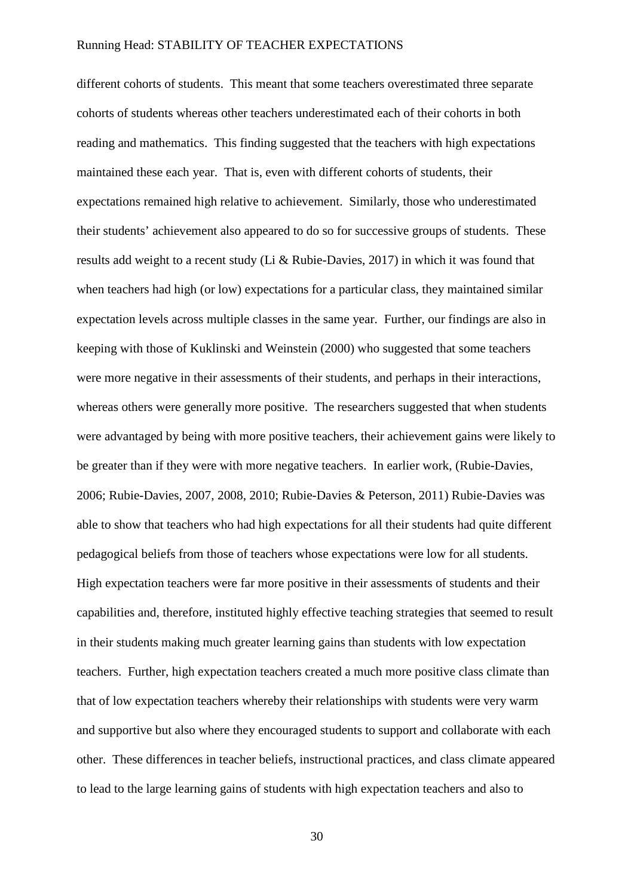different cohorts of students. This meant that some teachers overestimated three separate cohorts of students whereas other teachers underestimated each of their cohorts in both reading and mathematics. This finding suggested that the teachers with high expectations maintained these each year. That is, even with different cohorts of students, their expectations remained high relative to achievement. Similarly, those who underestimated their students' achievement also appeared to do so for successive groups of students. These results add weight to a recent study (Li & Rubie-Davies, 2017) in which it was found that when teachers had high (or low) expectations for a particular class, they maintained similar expectation levels across multiple classes in the same year. Further, our findings are also in keeping with those of Kuklinski and Weinstein (2000) who suggested that some teachers were more negative in their assessments of their students, and perhaps in their interactions, whereas others were generally more positive. The researchers suggested that when students were advantaged by being with more positive teachers, their achievement gains were likely to be greater than if they were with more negative teachers. In earlier work, (Rubie-Davies, 2006; Rubie-Davies, 2007, 2008, 2010; Rubie-Davies & Peterson, 2011) Rubie-Davies was able to show that teachers who had high expectations for all their students had quite different pedagogical beliefs from those of teachers whose expectations were low for all students. High expectation teachers were far more positive in their assessments of students and their capabilities and, therefore, instituted highly effective teaching strategies that seemed to result in their students making much greater learning gains than students with low expectation teachers. Further, high expectation teachers created a much more positive class climate than that of low expectation teachers whereby their relationships with students were very warm and supportive but also where they encouraged students to support and collaborate with each other. These differences in teacher beliefs, instructional practices, and class climate appeared to lead to the large learning gains of students with high expectation teachers and also to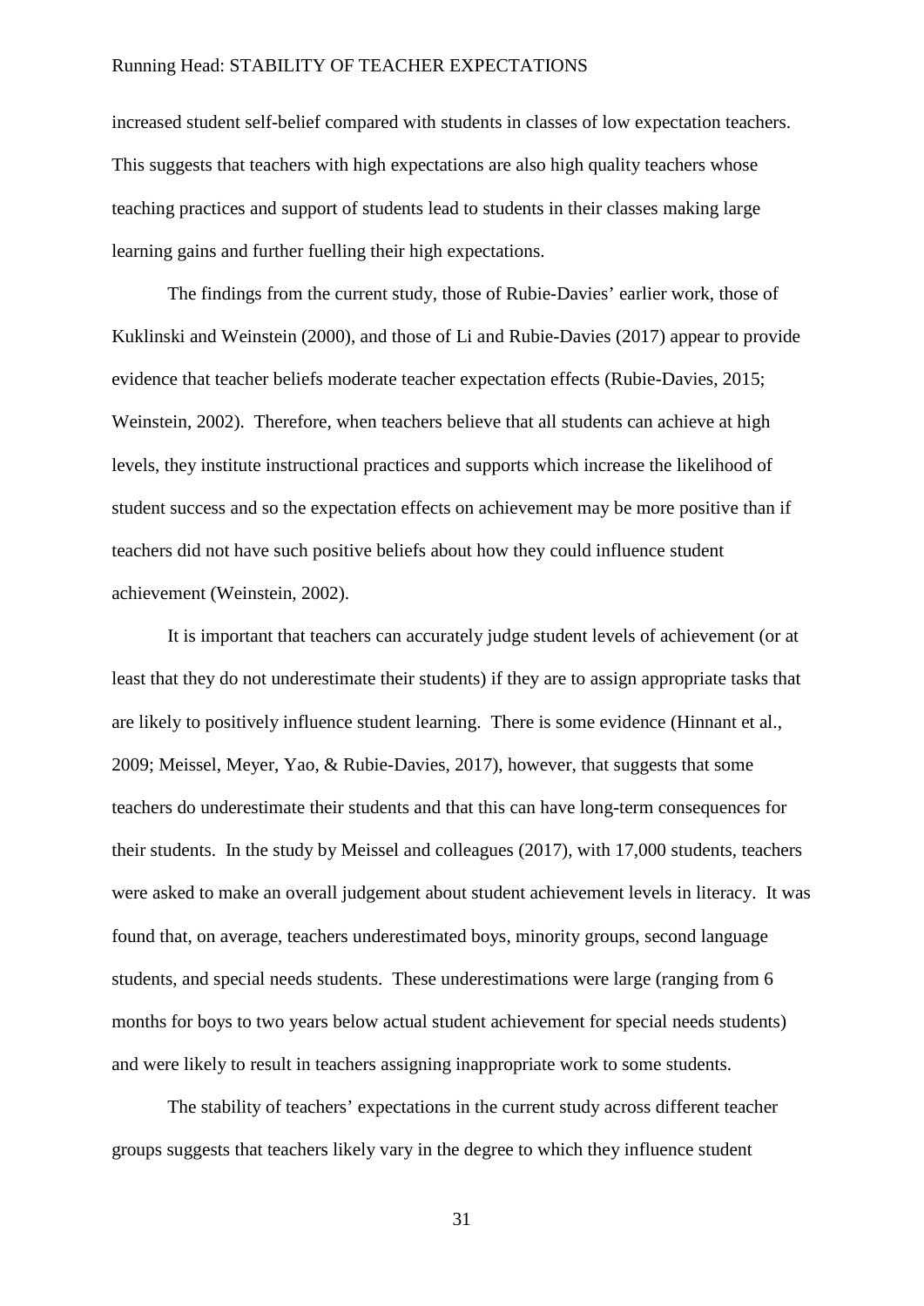increased student self-belief compared with students in classes of low expectation teachers. This suggests that teachers with high expectations are also high quality teachers whose teaching practices and support of students lead to students in their classes making large learning gains and further fuelling their high expectations.

The findings from the current study, those of Rubie-Davies' earlier work, those of Kuklinski and Weinstein (2000), and those of Li and Rubie-Davies (2017) appear to provide evidence that teacher beliefs moderate teacher expectation effects (Rubie-Davies, 2015; Weinstein, 2002). Therefore, when teachers believe that all students can achieve at high levels, they institute instructional practices and supports which increase the likelihood of student success and so the expectation effects on achievement may be more positive than if teachers did not have such positive beliefs about how they could influence student achievement (Weinstein, 2002).

It is important that teachers can accurately judge student levels of achievement (or at least that they do not underestimate their students) if they are to assign appropriate tasks that are likely to positively influence student learning. There is some evidence (Hinnant et al., 2009; Meissel, Meyer, Yao, & Rubie-Davies, 2017), however, that suggests that some teachers do underestimate their students and that this can have long-term consequences for their students. In the study by Meissel and colleagues (2017), with 17,000 students, teachers were asked to make an overall judgement about student achievement levels in literacy. It was found that, on average, teachers underestimated boys, minority groups, second language students, and special needs students. These underestimations were large (ranging from 6 months for boys to two years below actual student achievement for special needs students) and were likely to result in teachers assigning inappropriate work to some students.

The stability of teachers' expectations in the current study across different teacher groups suggests that teachers likely vary in the degree to which they influence student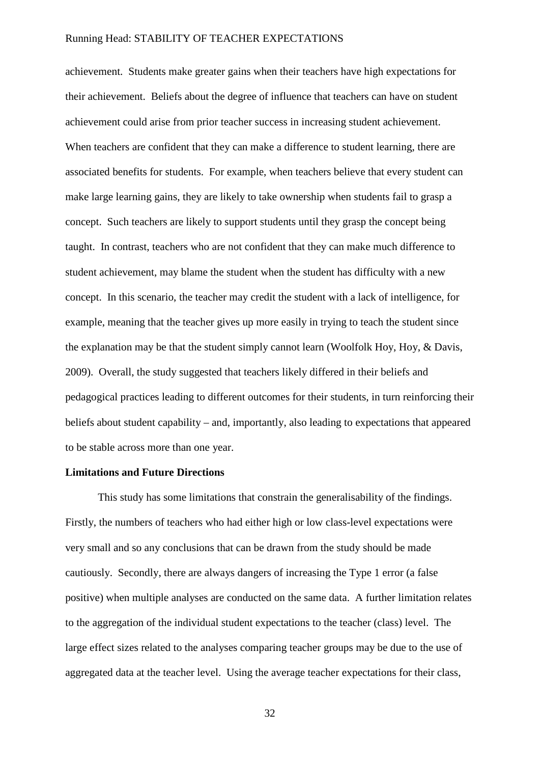achievement. Students make greater gains when their teachers have high expectations for their achievement. Beliefs about the degree of influence that teachers can have on student achievement could arise from prior teacher success in increasing student achievement. When teachers are confident that they can make a difference to student learning, there are associated benefits for students. For example, when teachers believe that every student can make large learning gains, they are likely to take ownership when students fail to grasp a concept. Such teachers are likely to support students until they grasp the concept being taught. In contrast, teachers who are not confident that they can make much difference to student achievement, may blame the student when the student has difficulty with a new concept. In this scenario, the teacher may credit the student with a lack of intelligence, for example, meaning that the teacher gives up more easily in trying to teach the student since the explanation may be that the student simply cannot learn (Woolfolk Hoy, Hoy, & Davis, 2009). Overall, the study suggested that teachers likely differed in their beliefs and pedagogical practices leading to different outcomes for their students, in turn reinforcing their beliefs about student capability – and, importantly, also leading to expectations that appeared to be stable across more than one year.

**Limitations and Future Directions**

This study has some limitations that constrain the generalisability of the findings. Firstly, the numbers of teachers who had either high or low class-level expectations were very small and so any conclusions that can be drawn from the study should be made cautiously. Secondly, there are always dangers of increasing the Type 1 error (a false positive) when multiple analyses are conducted on the same data. A further limitation relates to the aggregation of the individual student expectations to the teacher (class) level. The large effect sizes related to the analyses comparing teacher groups may be due to the use of aggregated data at the teacher level. Using the average teacher expectations for their class,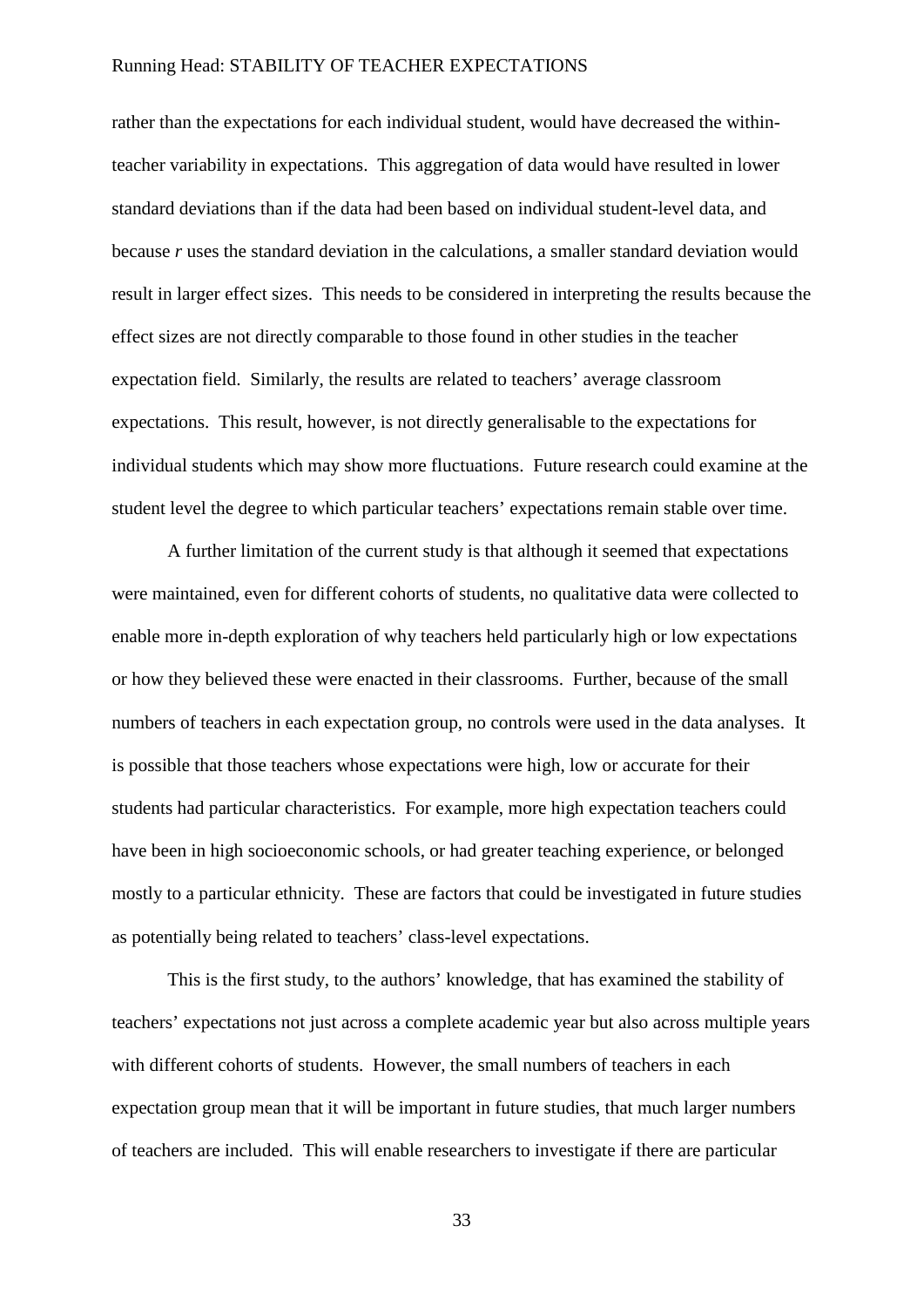rather than the expectations for each individual student, would have decreased the within-teacher variability in expectations. This aggregation of data would have resulted in lower standard deviations than if the data had been based on individual student-level data, and because $r$ uses the standard deviation in the calculations, a smaller standard deviation would result in larger effect sizes. This needs to be considered in interpreting the results because the effect sizes are not directly comparable to those found in other studies in the teacher expectation field. Similarly, the results are related to teachers' average classroom expectations. This result, however, is not directly generalisable to the expectations for individual students which may show more fluctuations. Future research could examine at the student level the degree to which particular teachers' expectations remain stable over time.

A further limitation of the current study is that although it seemed that expectations were maintained, even for different cohorts of students, no qualitative data were collected to enable more in-depth exploration of why teachers held particularly high or low expectations or how they believed these were enacted in their classrooms. Further, because of the small numbers of teachers in each expectation group, no controls were used in the data analyses. It is possible that those teachers whose expectations were high, low or accurate for their students had particular characteristics. For example, more high expectation teachers could have been in high socioeconomic schools, or had greater teaching experience, or belonged mostly to a particular ethnicity. These are factors that could be investigated in future studies as potentially being related to teachers' class-level expectations.

This is the first study, to the authors' knowledge, that has examined the stability of teachers' expectations not just across a complete academic year but also across multiple years with different cohorts of students. However, the small numbers of teachers in each expectation group mean that it will be important in future studies, that much larger numbers of teachers are included. This will enable researchers to investigate if there are particular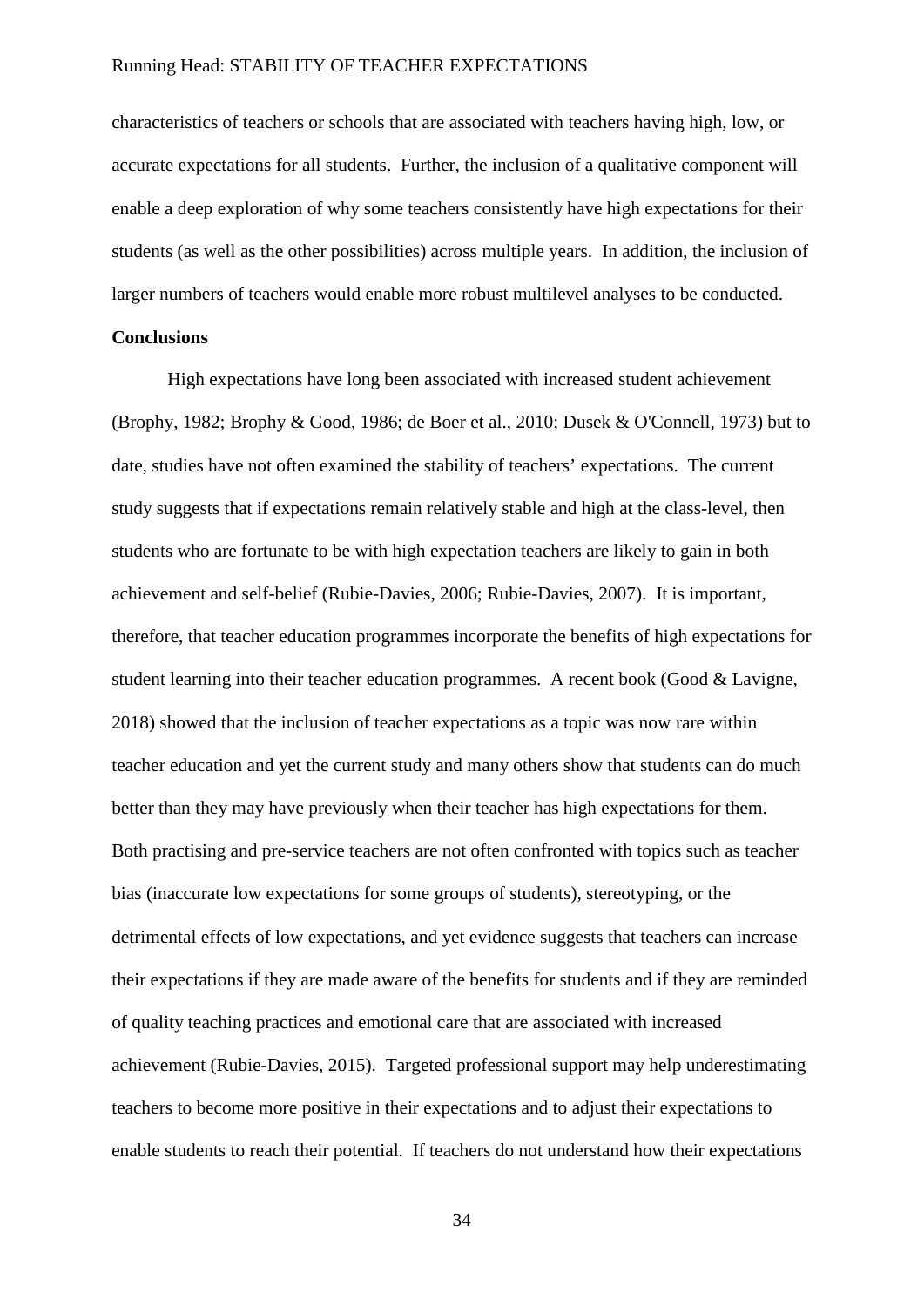characteristics of teachers or schools that are associated with teachers having high, low, or accurate expectations for all students. Further, the inclusion of a qualitative component will enable a deep exploration of why some teachers consistently have high expectations for their students (as well as the other possibilities) across multiple years. In addition, the inclusion of larger numbers of teachers would enable more robust multilevel analyses to be conducted.

**Conclusions**

High expectations have long been associated with increased student achievement (Brophy, 1982; Brophy & Good, 1986; de Boer et al., 2010; Dusek & O'Connell, 1973) but to date, studies have not often examined the stability of teachers' expectations. The current study suggests that if expectations remain relatively stable and high at the class-level, then students who are fortunate to be with high expectation teachers are likely to gain in both achievement and self-belief (Rubie-Davies, 2006; Rubie-Davies, 2007). It is important, therefore, that teacher education programmes incorporate the benefits of high expectations for student learning into their teacher education programmes. A recent book (Good & Lavigne, 2018) showed that the inclusion of teacher expectations as a topic was now rare within teacher education and yet the current study and many others show that students can do much better than they may have previously when their teacher has high expectations for them. Both practising and pre-service teachers are not often confronted with topics such as teacher bias (inaccurate low expectations for some groups of students), stereotyping, or the detrimental effects of low expectations, and yet evidence suggests that teachers can increase their expectations if they are made aware of the benefits for students and if they are reminded of quality teaching practices and emotional care that are associated with increased achievement (Rubie-Davies, 2015). Targeted professional support may help underestimating teachers to become more positive in their expectations and to adjust their expectations to enable students to reach their potential. If teachers do not understand how their expectations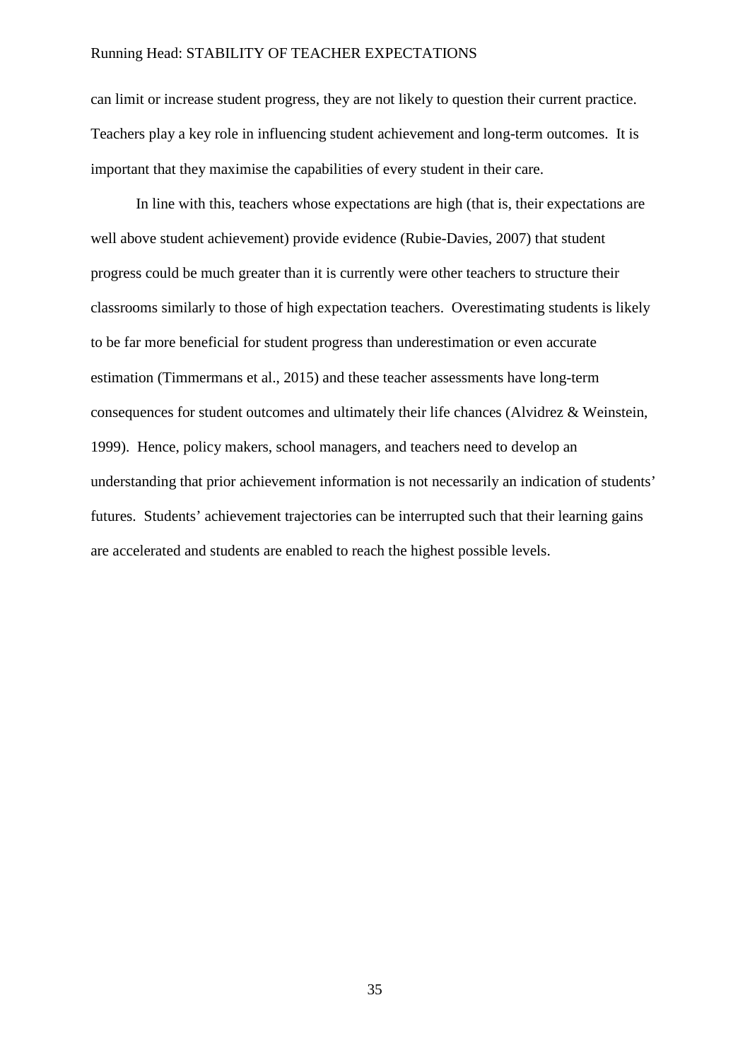can limit or increase student progress, they are not likely to question their current practice. Teachers play a key role in influencing student achievement and long-term outcomes. It is important that they maximise the capabilities of every student in their care.

In line with this, teachers whose expectations are high (that is, their expectations are well above student achievement) provide evidence (Rubie-Davies, 2007) that student progress could be much greater than it is currently were other teachers to structure their classrooms similarly to those of high expectation teachers. Overestimating students is likely to be far more beneficial for student progress than underestimation or even accurate estimation (Timmermans et al., 2015) and these teacher assessments have long-term consequences for student outcomes and ultimately their life chances (Alvidrez & Weinstein, 1999). Hence, policy makers, school managers, and teachers need to develop an understanding that prior achievement information is not necessarily an indication of students' futures. Students' achievement trajectories can be interrupted such that their learning gains are accelerated and students are enabled to reach the highest possible levels.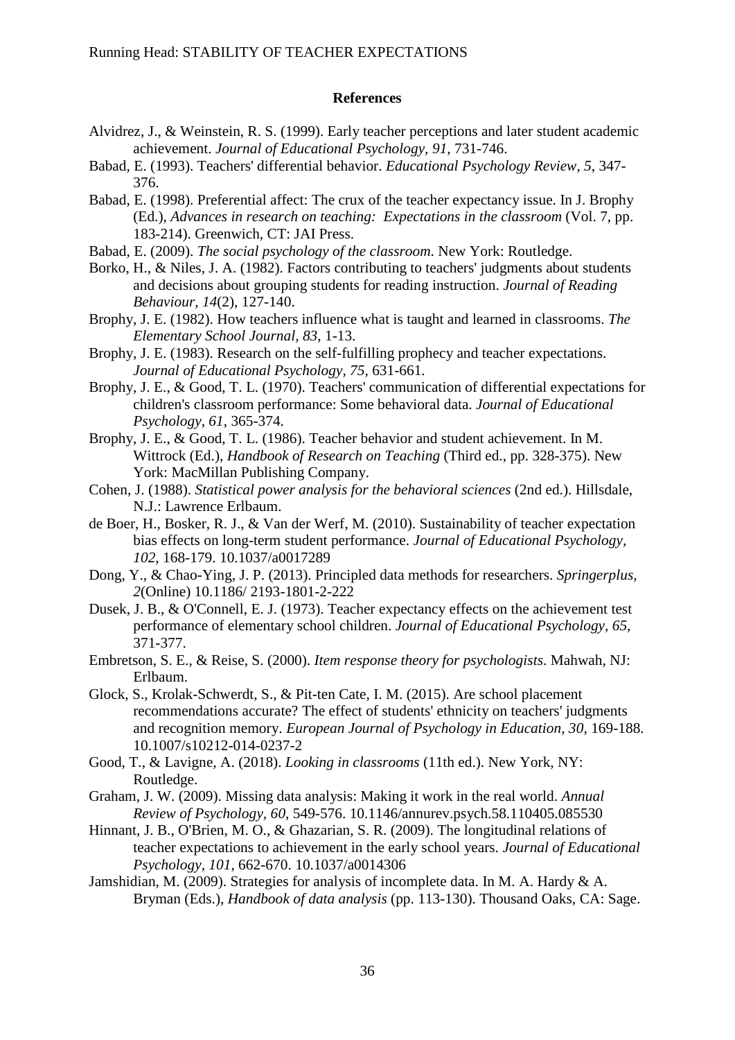**References**

Alvidrez, J., & Weinstein, R. S. (1999). Early teacher perceptions and later student academic achievement. *Journal of Educational Psychology, 91*, 731-746.

Babad, E. (1993). Teachers' differential behavior. *Educational Psychology Review, 5*, 347-376.

Babad, E. (1998). Preferential affect: The crux of the teacher expectancy issue. In J. Brophy (Ed.), *Advances in research on teaching: Expectations in the classroom* (Vol. 7, pp. 183-214). Greenwich, CT: JAI Press.

Babad, E. (2009). *The social psychology of the classroom*. New York: Routledge.

Borko, H., & Niles, J. A. (1982). Factors contributing to teachers' judgments about students and decisions about grouping students for reading instruction. *Journal of Reading Behaviour, 14*(2), 127-140.

Brophy, J. E. (1982). How teachers influence what is taught and learned in classrooms. *The Elementary School Journal, 83*, 1-13.

Brophy, J. E. (1983). Research on the self-fulfilling prophecy and teacher expectations. *Journal of Educational Psychology, 75*, 631-661.

Brophy, J. E., & Good, T. L. (1970). Teachers' communication of differential expectations for children's classroom performance: Some behavioral data. *Journal of Educational Psychology, 61*, 365-374.

Brophy, J. E., & Good, T. L. (1986). Teacher behavior and student achievement. In M. Wittrock (Ed.), *Handbook of Research on Teaching* (Third ed., pp. 328-375). New York: MacMillan Publishing Company.

Cohen, J. (1988). *Statistical power analysis for the behavioral sciences* (2nd ed.). Hillsdale, N.J.: Lawrence Erlbaum.

de Boer, H., Bosker, R. J., & Van der Werf, M. (2010). Sustainability of teacher expectation bias effects on long-term student performance. *Journal of Educational Psychology, 102*, 168-179. 10.1037/a0017289

Dong, Y., & Chao-Ying, J. P. (2013). Principled data methods for researchers. *Springerplus, 2*(Online) 10.1186/ 2193-1801-2-222

Dusek, J. B., & O'Connell, E. J. (1973). Teacher expectancy effects on the achievement test performance of elementary school children. *Journal of Educational Psychology, 65*, 371-377.

Embretson, S. E., & Reise, S. (2000). *Item response theory for psychologists*. Mahwah, NJ: Erlbaum.

Glock, S., Krolak-Schwerdt, S., & Pit-ten Cate, I. M. (2015). Are school placement recommendations accurate? The effect of students' ethnicity on teachers' judgments and recognition memory. *European Journal of Psychology in Education, 30*, 169-188. 10.1007/s10212-014-0237-2

Good, T., & Lavigne, A. (2018). *Looking in classrooms* (11th ed.). New York, NY: Routledge.

Graham, J. W. (2009). Missing data analysis: Making it work in the real world. *Annual Review of Psychology, 60*, 549-576. 10.1146/annurev.psych.58.110405.085530

Hinnant, J. B., O'Brien, M. O., & Ghazarian, S. R. (2009). The longitudinal relations of teacher expectations to achievement in the early school years. *Journal of Educational Psychology, 101*, 662-670. 10.1037/a0014306

Jamshidian, M. (2009). Strategies for analysis of incomplete data. In M. A. Hardy & A. Bryman (Eds.), *Handbook of data analysis* (pp. 113-130). Thousand Oaks, CA: Sage.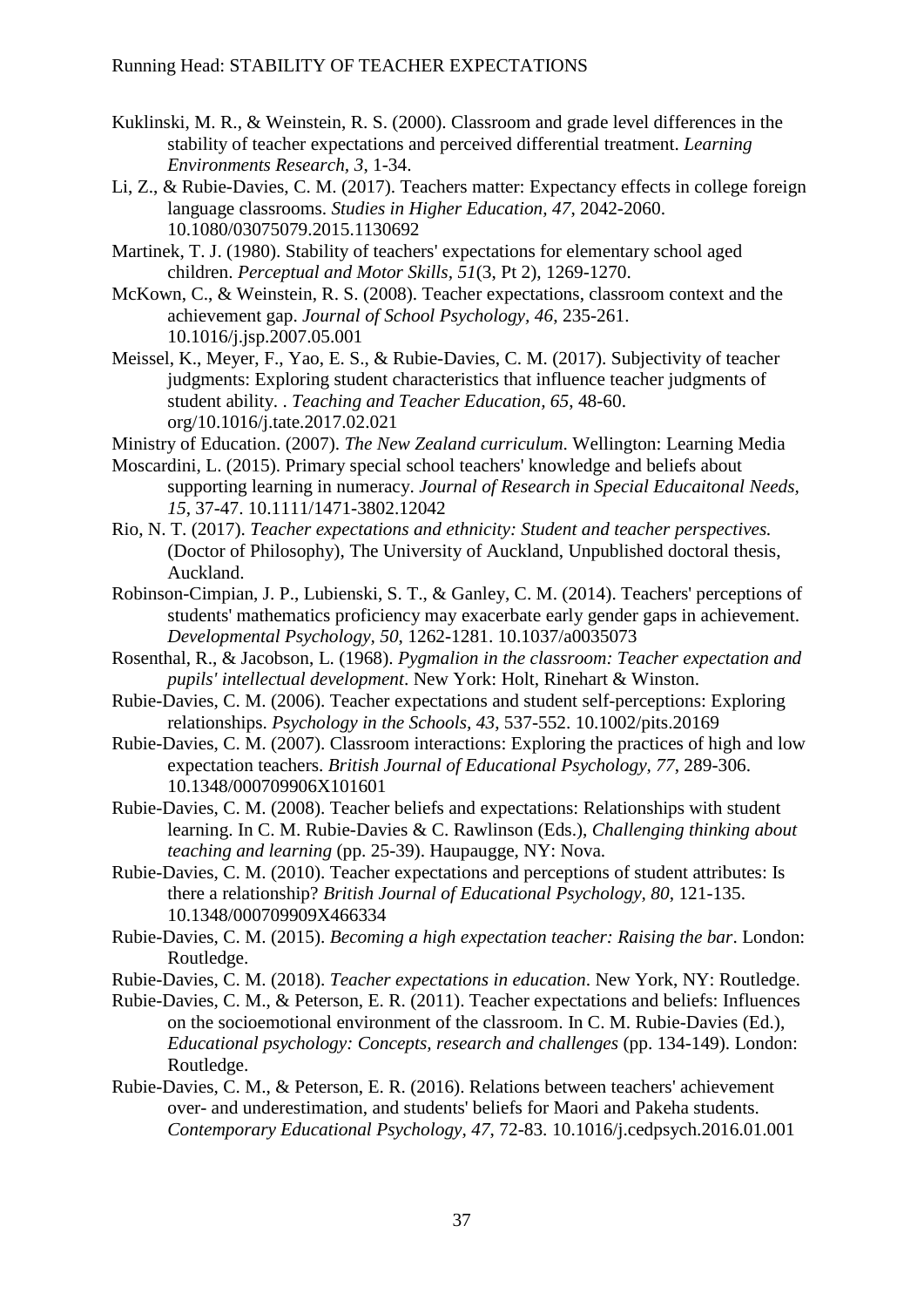Kuklinski, M. R., & Weinstein, R. S. (2000). Classroom and grade level differences in the stability of teacher expectations and perceived differential treatment. *Learning Environments Research, 3*, 1-34.

Li, Z., & Rubie-Davies, C. M. (2017). Teachers matter: Expectancy effects in college foreign language classrooms. *Studies in Higher Education, 47*, 2042-2060. 10.1080/03075079.2015.1130692

Martinek, T. J. (1980). Stability of teachers' expectations for elementary school aged children. *Perceptual and Motor Skills, 51*(3, Pt 2), 1269-1270.

McKown, C., & Weinstein, R. S. (2008). Teacher expectations, classroom context and the achievement gap. *Journal of School Psychology, 46*, 235-261. 10.1016/j.jsp.2007.05.001

Meissel, K., Meyer, F., Yao, E. S., & Rubie-Davies, C. M. (2017). Subjectivity of teacher judgments: Exploring student characteristics that influence teacher judgments of student ability. . *Teaching and Teacher Education, 65*, 48-60. org/10.1016/j.tate.2017.02.021

Ministry of Education. (2007). *The New Zealand curriculum*. Wellington: Learning Media

Moscardini, L. (2015). Primary special school teachers' knowledge and beliefs about supporting learning in numeracy. *Journal of Research in Special Educaitonal Needs, 15*, 37-47. 10.1111/1471-3802.12042

Rio, N. T. (2017). *Teacher expectations and ethnicity: Student and teacher perspectives.* (Doctor of Philosophy), The University of Auckland, Unpublished doctoral thesis, Auckland.

Robinson-Cimpian, J. P., Lubienski, S. T., & Ganley, C. M. (2014). Teachers' perceptions of students' mathematics proficiency may exacerbate early gender gaps in achievement. *Developmental Psychology, 50*, 1262-1281. 10.1037/a0035073

Rosenthal, R., & Jacobson, L. (1968). *Pygmalion in the classroom: Teacher expectation and pupils' intellectual development*. New York: Holt, Rinehart & Winston.

Rubie-Davies, C. M. (2006). Teacher expectations and student self-perceptions: Exploring relationships. *Psychology in the Schools, 43*, 537-552. 10.1002/pits.20169

Rubie-Davies, C. M. (2007). Classroom interactions: Exploring the practices of high and low expectation teachers. *British Journal of Educational Psychology, 77*, 289-306. 10.1348/000709906X101601

Rubie-Davies, C. M. (2008). Teacher beliefs and expectations: Relationships with student learning. In C. M. Rubie-Davies & C. Rawlinson (Eds.), *Challenging thinking about teaching and learning* (pp. 25-39). Haupaugge, NY: Nova.

Rubie-Davies, C. M. (2010). Teacher expectations and perceptions of student attributes: Is there a relationship? *British Journal of Educational Psychology, 80*, 121-135. 10.1348/000709909X466334

Rubie-Davies, C. M. (2015). *Becoming a high expectation teacher: Raising the bar*. London: Routledge.

Rubie-Davies, C. M. (2018). *Teacher expectations in education*. New York, NY: Routledge.

Rubie-Davies, C. M., & Peterson, E. R. (2011). Teacher expectations and beliefs: Influences on the socioemotional environment of the classroom. In C. M. Rubie-Davies (Ed.), *Educational psychology: Concepts, research and challenges* (pp. 134-149). London: Routledge.

Rubie-Davies, C. M., & Peterson, E. R. (2016). Relations between teachers' achievement over- and underestimation, and students' beliefs for Maori and Pakeha students. *Contemporary Educational Psychology, 47*, 72-83. 10.1016/j.cedpsych.2016.01.001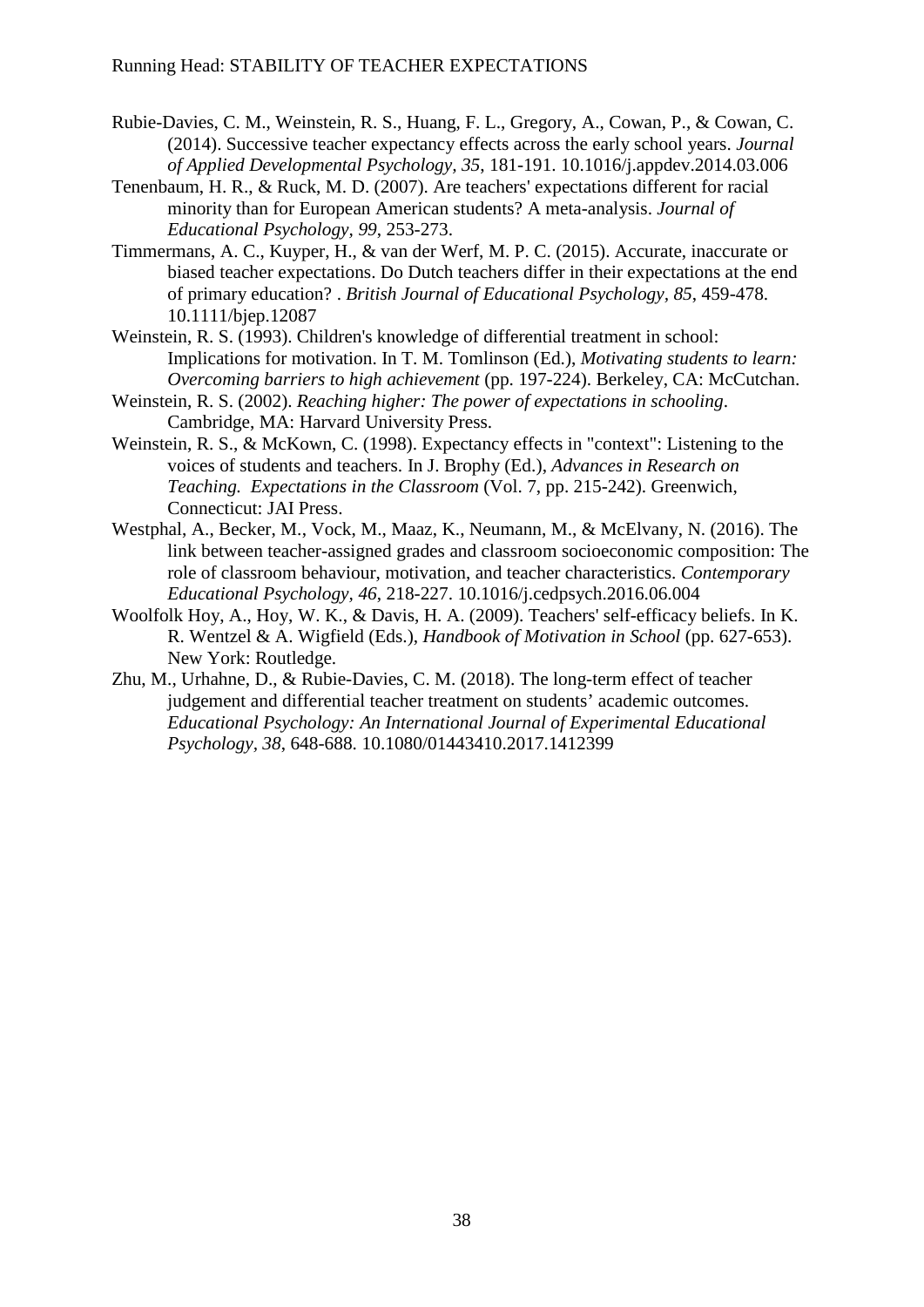Rubie-Davies, C. M., Weinstein, R. S., Huang, F. L., Gregory, A., Cowan, P., & Cowan, C. (2014). Successive teacher expectancy effects across the early school years. *Journal of Applied Developmental Psychology, 35*, 181-191. 10.1016/j.appdev.2014.03.006

Tenenbaum, H. R., & Ruck, M. D. (2007). Are teachers' expectations different for racial minority than for European American students? A meta-analysis. *Journal of Educational Psychology, 99*, 253-273.

Timmermans, A. C., Kuyper, H., & van der Werf, M. P. C. (2015). Accurate, inaccurate or biased teacher expectations. Do Dutch teachers differ in their expectations at the end of primary education? . *British Journal of Educational Psychology, 85*, 459-478. 10.1111/bjep.12087

Weinstein, R. S. (1993). Children's knowledge of differential treatment in school: Implications for motivation. In T. M. Tomlinson (Ed.), *Motivating students to learn: Overcoming barriers to high achievement* (pp. 197-224). Berkeley, CA: McCutchan.

Weinstein, R. S. (2002). *Reaching higher: The power of expectations in schooling*. Cambridge, MA: Harvard University Press.

Weinstein, R. S., & McKown, C. (1998). Expectancy effects in "context": Listening to the voices of students and teachers. In J. Brophy (Ed.), *Advances in Research on Teaching. Expectations in the Classroom* (Vol. 7, pp. 215-242). Greenwich, Connecticut: JAI Press.

Westphal, A., Becker, M., Vock, M., Maaz, K., Neumann, M., & McElvany, N. (2016). The link between teacher-assigned grades and classroom socioeconomic composition: The role of classroom behaviour, motivation, and teacher characteristics. *Contemporary Educational Psychology, 46*, 218-227. 10.1016/j.cedpsych.2016.06.004

Woolfolk Hoy, A., Hoy, W. K., & Davis, H. A. (2009). Teachers' self-efficacy beliefs. In K. R. Wentzel & A. Wigfield (Eds.), *Handbook of Motivation in School* (pp. 627-653). New York: Routledge.

Zhu, M., Urhahne, D., & Rubie-Davies, C. M. (2018). The long-term effect of teacher judgement and differential teacher treatment on students' academic outcomes. *Educational Psychology: An International Journal of Experimental Educational Psychology, 38*, 648-688. 10.1080/01443410.2017.1412399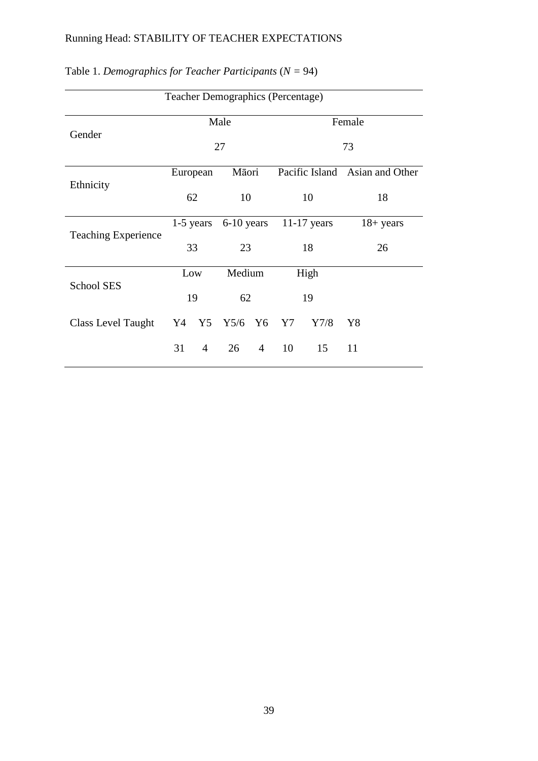Table 1. *Demographics for Teacher Participants* ($N$ = 94)

| Teacher Demographics (Percentage) | | | | | | | | |
|---|---|---|---|---|---|---|---|---|
| Gender | Male | | | | Female | | | |
| | 27 | | | | 73 | | | |
| Ethnicity | European | | Māori | | Pacific Island | | Asian and Other | |
| | 62 | | 10 | | 10 | | 18 | |
| Teaching Experience | 1-5 years | | 6-10 years | | 11-17 years | | 18+ years | |
| | 33 | | 23 | | 18 | | 26 | |
| School SES | Low | | Medium | | High | | | |
| | 19 | | 62 | | 19 | | | |
| Class Level Taught | Y4 | Y5 | Y5/6 | Y6 | Y7 | Y7/8 | Y8 | |
| | 31 | 4 | 26 | 4 | 10 | 15 | 11 | |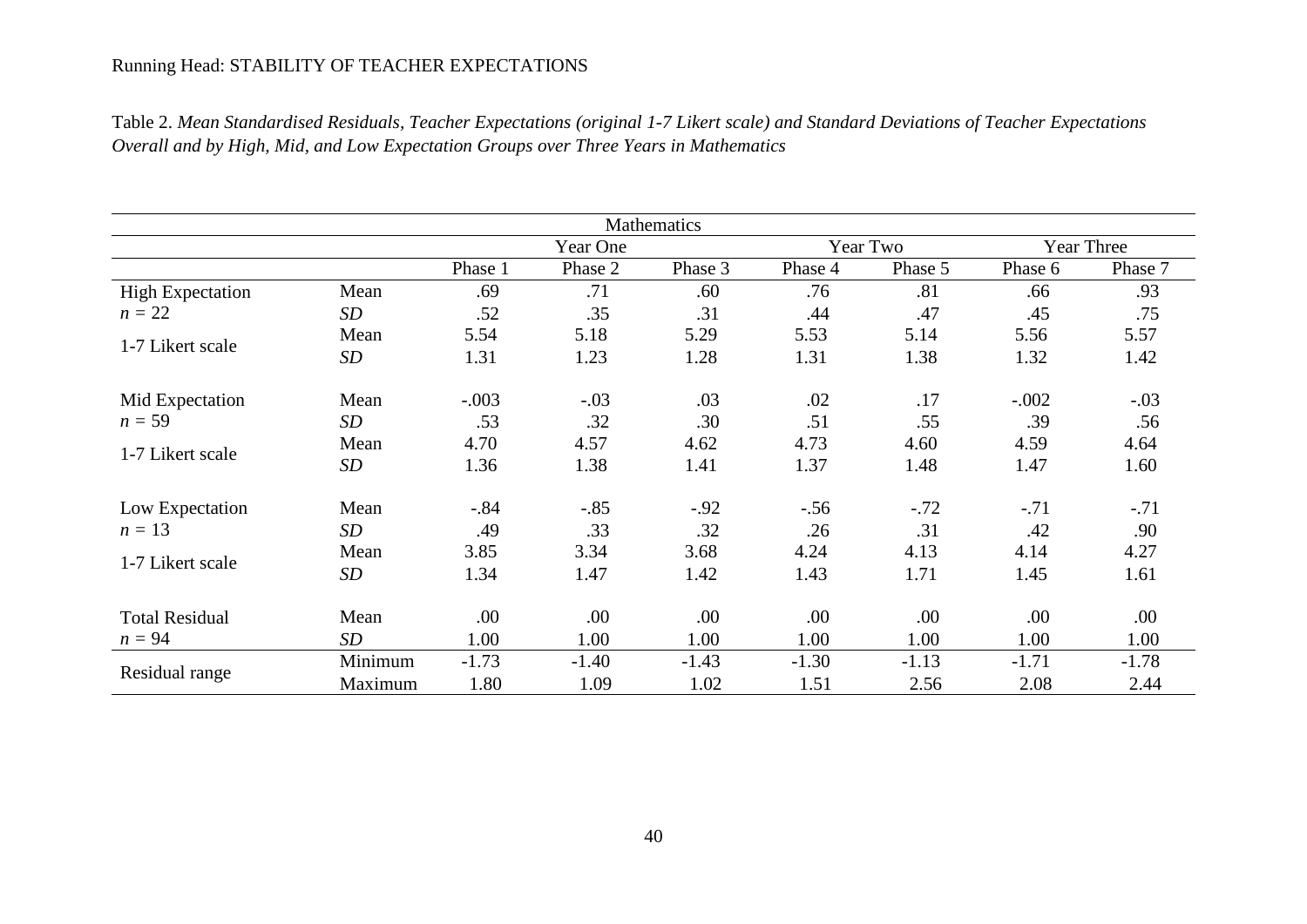Table 2. *Mean Standardised Residuals, Teacher Expectations (original 1-7 Likert scale) and Standard Deviations of Teacher Expectations Overall and by High, Mid, and Low Expectation Groups over Three Years in Mathematics*

| | | Mathematics | | | | | | |
|---|---|---|---|---|---|---|---|---|
| | | Year One | | | Year Two | | Year Three | |
| | | Phase 1 | Phase 2 | Phase 3 | Phase 4 | Phase 5 | Phase 6 | Phase 7 |
| High Expectation | Mean | .69 | .71 | .60 | .76 | .81 | .66 | .93 |
| *n* = 22 | *SD* | .52 | .35 | .31 | .44 | .47 | .45 | .75 |
| 1-7 Likert scale | Mean | 5.54 | 5.18 | 5.29 | 5.53 | 5.14 | 5.56 | 5.57 |
| | *SD* | 1.31 | 1.23 | 1.28 | 1.31 | 1.38 | 1.32 | 1.42 |
| Mid Expectation | Mean | -.003 | -.03 | .03 | .02 | .17 | -.002 | -.03 |
| *n* = 59 | *SD* | .53 | .32 | .30 | .51 | .55 | .39 | .56 |
| 1-7 Likert scale | Mean | 4.70 | 4.57 | 4.62 | 4.73 | 4.60 | 4.59 | 4.64 |
| | *SD* | 1.36 | 1.38 | 1.41 | 1.37 | 1.48 | 1.47 | 1.60 |
| Low Expectation | Mean | -.84 | -.85 | -.92 | -.56 | -.72 | -.71 | -.71 |
| *n* = 13 | *SD* | .49 | .33 | .32 | .26 | .31 | .42 | .90 |
| 1-7 Likert scale | Mean | 3.85 | 3.34 | 3.68 | 4.24 | 4.13 | 4.14 | 4.27 |
| | *SD* | 1.34 | 1.47 | 1.42 | 1.43 | 1.71 | 1.45 | 1.61 |
| Total Residual | Mean | .00 | .00 | .00 | .00 | .00 | .00 | .00 |
| *n* = 94 | *SD* | 1.00 | 1.00 | 1.00 | 1.00 | 1.00 | 1.00 | 1.00 |
| Residual range | Minimum | -1.73 | -1.40 | -1.43 | -1.30 | -1.13 | -1.71 | -1.78 |
| | Maximum | 1.80 | 1.09 | 1.02 | 1.51 | 2.56 | 2.08 | 2.44 |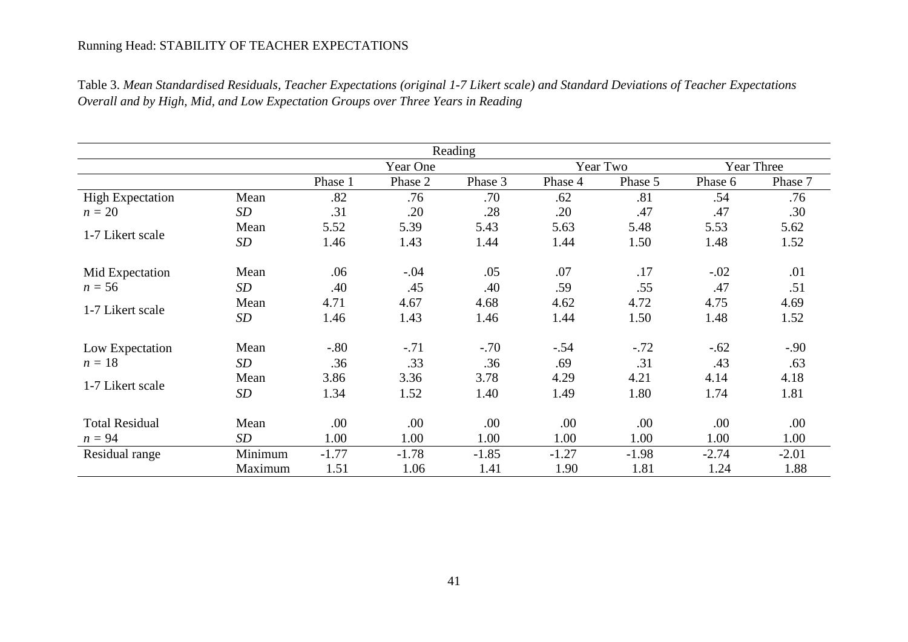Table 3. *Mean Standardised Residuals, Teacher Expectations (original 1-7 Likert scale) and Standard Deviations of Teacher Expectations Overall and by High, Mid, and Low Expectation Groups over Three Years in Reading*

| | | Reading | | | | | | |
|---|---|---|---|---|---|---|---|---|
| | | Year One | | | Year Two | | Year Three | |
| | | Phase 1 | Phase 2 | Phase 3 | Phase 4 | Phase 5 | Phase 6 | Phase 7 |
| High Expectation | Mean | .82 | .76 | .70 | .62 | .81 | .54 | .76 |
| $n = 20$ | *SD* | .31 | .20 | .28 | .20 | .47 | .47 | .30 |
| 1-7 Likert scale | Mean | 5.52 | 5.39 | 5.43 | 5.63 | 5.48 | 5.53 | 5.62 |
| | *SD* | 1.46 | 1.43 | 1.44 | 1.44 | 1.50 | 1.48 | 1.52 |
| Mid Expectation | Mean | .06 | -.04 | .05 | .07 | .17 | -.02 | .01 |
| $n = 56$ | *SD* | .40 | .45 | .40 | .59 | .55 | .47 | .51 |
| 1-7 Likert scale | Mean | 4.71 | 4.67 | 4.68 | 4.62 | 4.72 | 4.75 | 4.69 |
| | *SD* | 1.46 | 1.43 | 1.46 | 1.44 | 1.50 | 1.48 | 1.52 |
| Low Expectation | Mean | -.80 | -.71 | -.70 | -.54 | -.72 | -.62 | -.90 |
| $n = 18$ | *SD* | .36 | .33 | .36 | .69 | .31 | .43 | .63 |
| 1-7 Likert scale | Mean | 3.86 | 3.36 | 3.78 | 4.29 | 4.21 | 4.14 | 4.18 |
| | *SD* | 1.34 | 1.52 | 1.40 | 1.49 | 1.80 | 1.74 | 1.81 |
| Total Residual | Mean | .00 | .00 | .00 | .00 | .00 | .00 | .00 |
| $n = 94$ | *SD* | 1.00 | 1.00 | 1.00 | 1.00 | 1.00 | 1.00 | 1.00 |
| Residual range | Minimum | -1.77 | -1.78 | -1.85 | -1.27 | -1.98 | -2.74 | -2.01 |
| | Maximum | 1.51 | 1.06 | 1.41 | 1.90 | 1.81 | 1.24 | 1.88 |